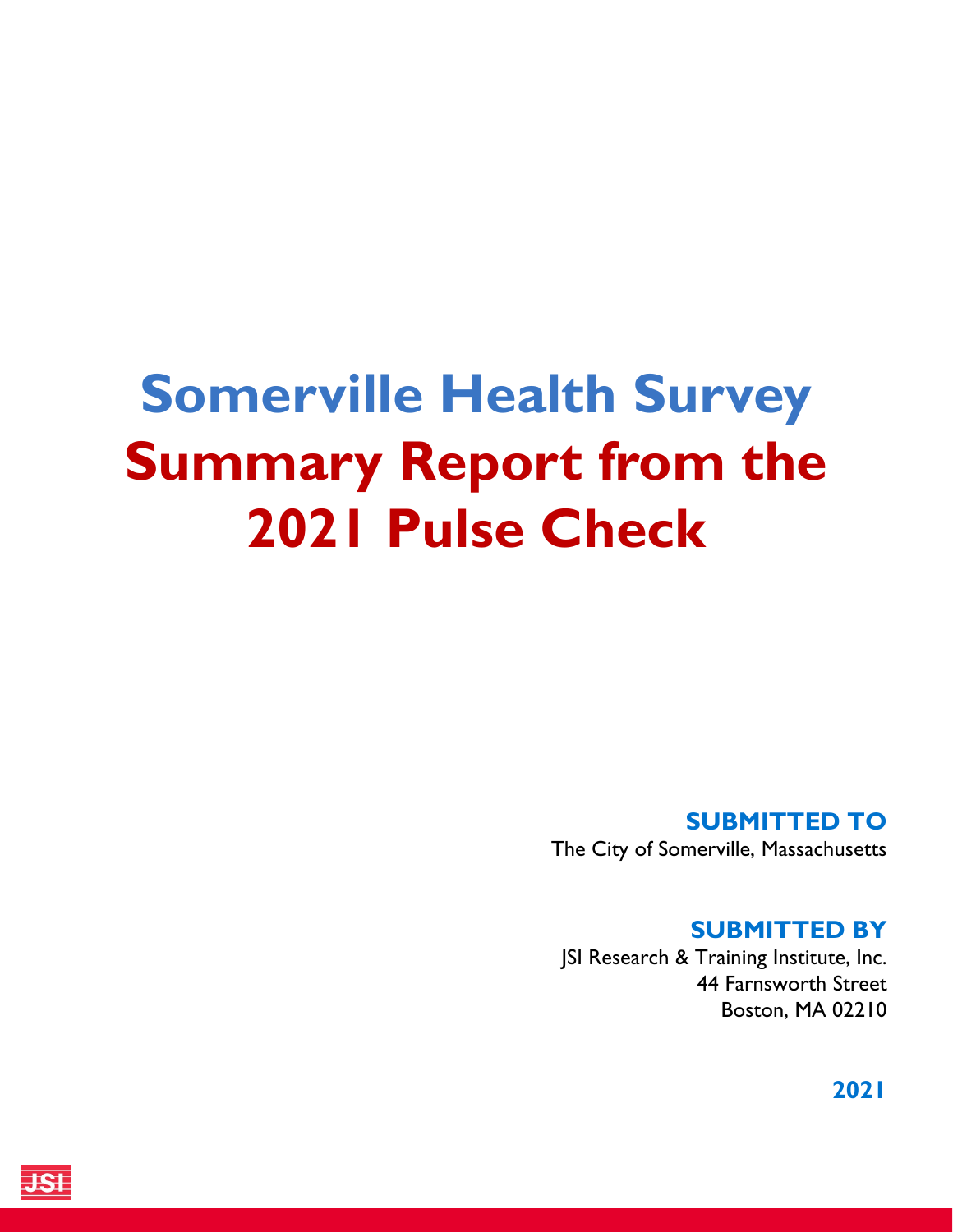# Somerville Health Survey
# Summary Report from the 2021 Pulse Check

**SUBMITTED TO**
The City of Somerville, Massachusetts

**SUBMITTED BY**
JSI Research & Training Institute, Inc.
44 Farnsworth Street
Boston, MA 02210

**2021**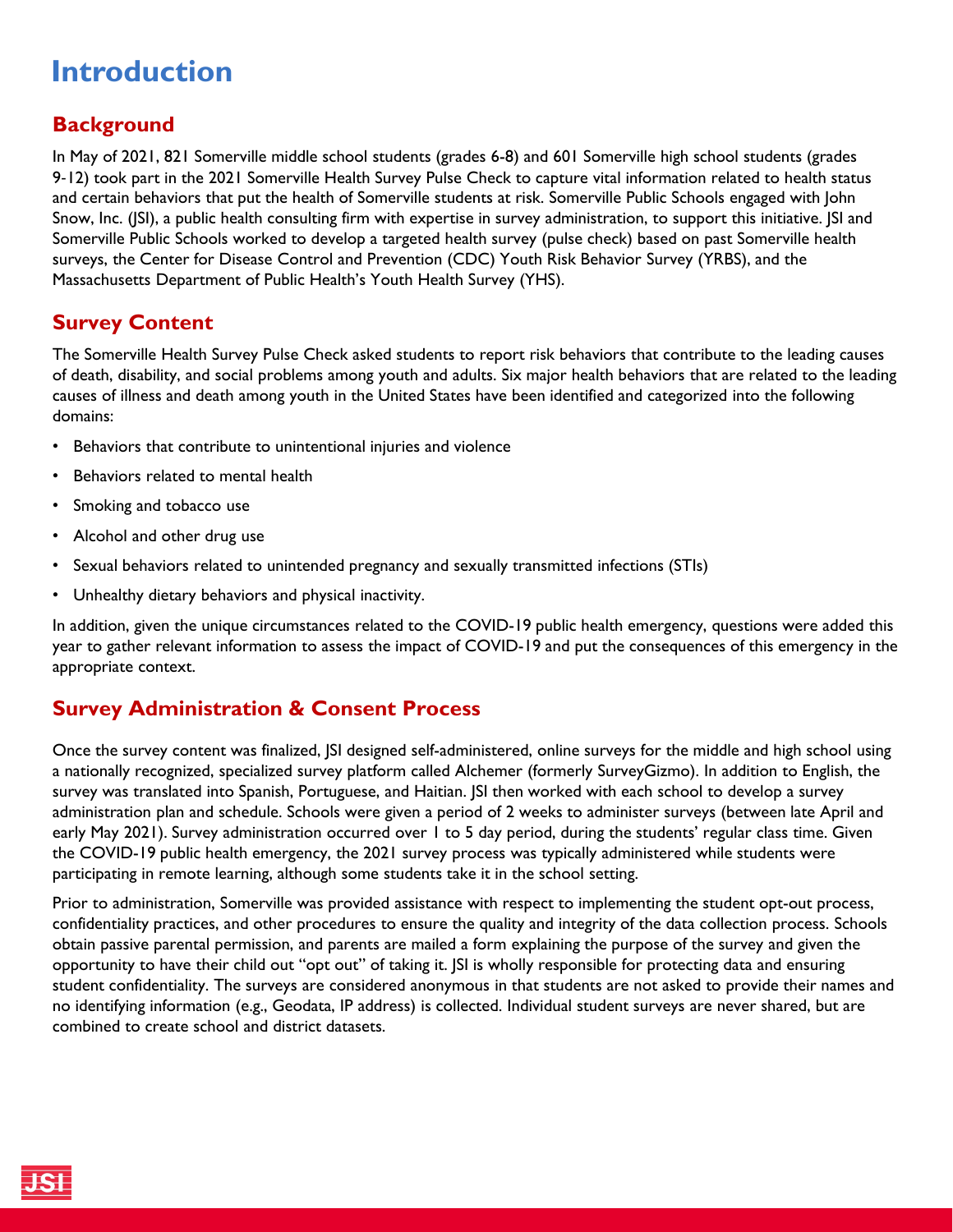# Introduction

## Background

In May of 2021, 821 Somerville middle school students (grades 6-8) and 601 Somerville high school students (grades 9-12) took part in the 2021 Somerville Health Survey Pulse Check to capture vital information related to health status and certain behaviors that put the health of Somerville students at risk. Somerville Public Schools engaged with John Snow, Inc. (JSI), a public health consulting firm with expertise in survey administration, to support this initiative. JSI and Somerville Public Schools worked to develop a targeted health survey (pulse check) based on past Somerville health surveys, the Center for Disease Control and Prevention (CDC) Youth Risk Behavior Survey (YRBS), and the Massachusetts Department of Public Health's Youth Health Survey (YHS).

## Survey Content

The Somerville Health Survey Pulse Check asked students to report risk behaviors that contribute to the leading causes of death, disability, and social problems among youth and adults. Six major health behaviors that are related to the leading causes of illness and death among youth in the United States have been identified and categorized into the following domains:

- Behaviors that contribute to unintentional injuries and violence
- Behaviors related to mental health
- Smoking and tobacco use
- Alcohol and other drug use
- Sexual behaviors related to unintended pregnancy and sexually transmitted infections (STIs)
- Unhealthy dietary behaviors and physical inactivity.

In addition, given the unique circumstances related to the COVID-19 public health emergency, questions were added this year to gather relevant information to assess the impact of COVID-19 and put the consequences of this emergency in the appropriate context.

## Survey Administration & Consent Process

Once the survey content was finalized, JSI designed self-administered, online surveys for the middle and high school using a nationally recognized, specialized survey platform called Alchemer (formerly SurveyGizmo). In addition to English, the survey was translated into Spanish, Portuguese, and Haitian. JSI then worked with each school to develop a survey administration plan and schedule. Schools were given a period of 2 weeks to administer surveys (between late April and early May 2021). Survey administration occurred over 1 to 5 day period, during the students' regular class time. Given the COVID-19 public health emergency, the 2021 survey process was typically administered while students were participating in remote learning, although some students take it in the school setting.

Prior to administration, Somerville was provided assistance with respect to implementing the student opt-out process, confidentiality practices, and other procedures to ensure the quality and integrity of the data collection process. Schools obtain passive parental permission, and parents are mailed a form explaining the purpose of the survey and given the opportunity to have their child out "opt out" of taking it. JSI is wholly responsible for protecting data and ensuring student confidentiality. The surveys are considered anonymous in that students are not asked to provide their names and no identifying information (e.g., Geodata, IP address) is collected. Individual student surveys are never shared, but are combined to create school and district datasets.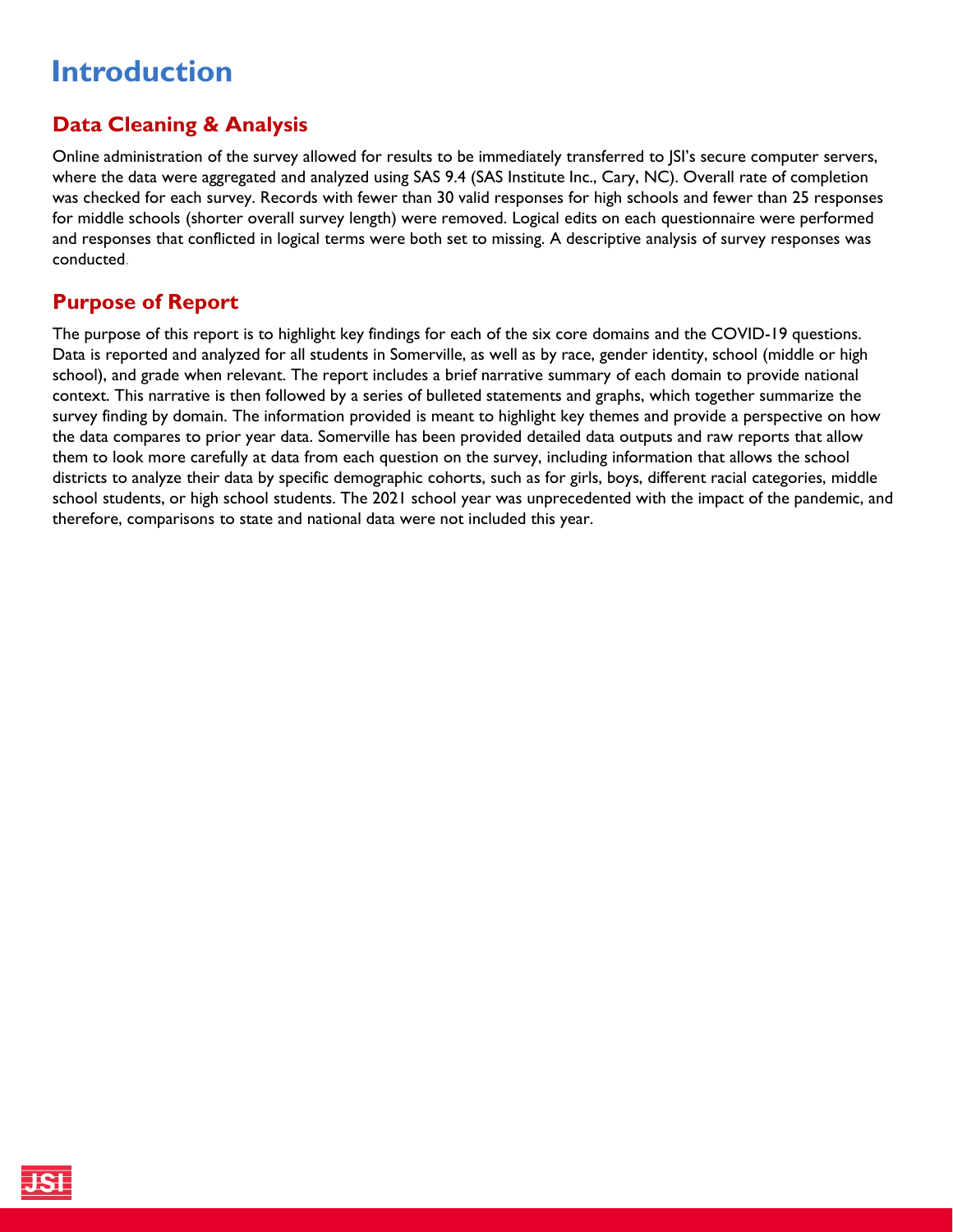# Introduction

## Data Cleaning & Analysis

Online administration of the survey allowed for results to be immediately transferred to JSI's secure computer servers, where the data were aggregated and analyzed using SAS 9.4 (SAS Institute Inc., Cary, NC). Overall rate of completion was checked for each survey. Records with fewer than 30 valid responses for high schools and fewer than 25 responses for middle schools (shorter overall survey length) were removed. Logical edits on each questionnaire were performed and responses that conflicted in logical terms were both set to missing. A descriptive analysis of survey responses was conducted.

## Purpose of Report

The purpose of this report is to highlight key findings for each of the six core domains and the COVID-19 questions. Data is reported and analyzed for all students in Somerville, as well as by race, gender identity, school (middle or high school), and grade when relevant. The report includes a brief narrative summary of each domain to provide national context. This narrative is then followed by a series of bulleted statements and graphs, which together summarize the survey finding by domain. The information provided is meant to highlight key themes and provide a perspective on how the data compares to prior year data. Somerville has been provided detailed data outputs and raw reports that allow them to look more carefully at data from each question on the survey, including information that allows the school districts to analyze their data by specific demographic cohorts, such as for girls, boys, different racial categories, middle school students, or high school students. The 2021 school year was unprecedented with the impact of the pandemic, and therefore, comparisons to state and national data were not included this year.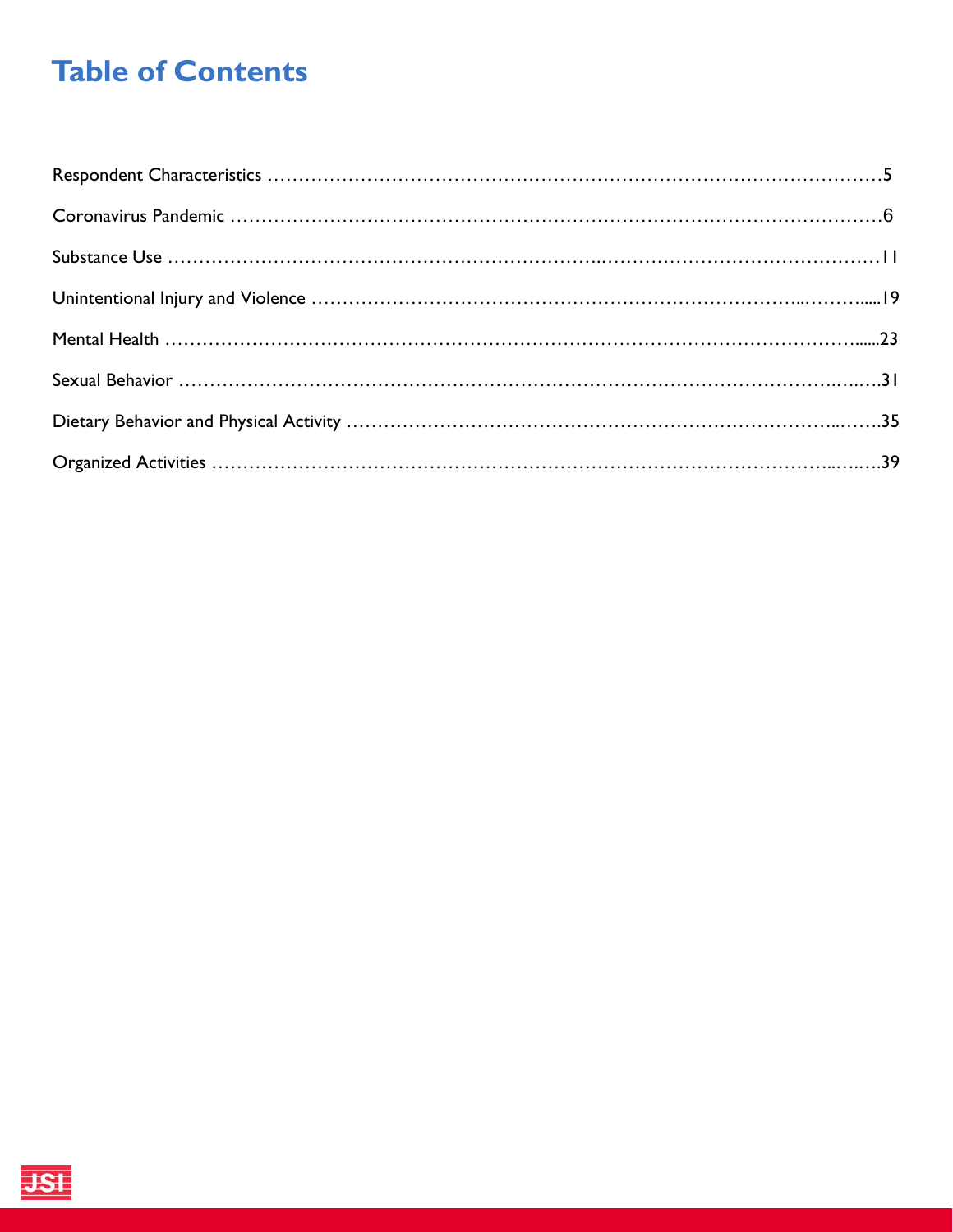# Table of Contents

Respondent Characteristics ……………………………………………………………………………………5

Coronavirus Pandemic ………………………………………………………………………………………6

Substance Use ………………………………………………………………………………………………11

Unintentional Injury and Violence ……………………………………………………………………………19

Mental Health …………………………………………………………………………………………………23

Sexual Behavior ………………………………………………………………………………………………31

Dietary Behavior and Physical Activity ……………………………………………………………………35

Organized Activities …………………………………………………………………………………………39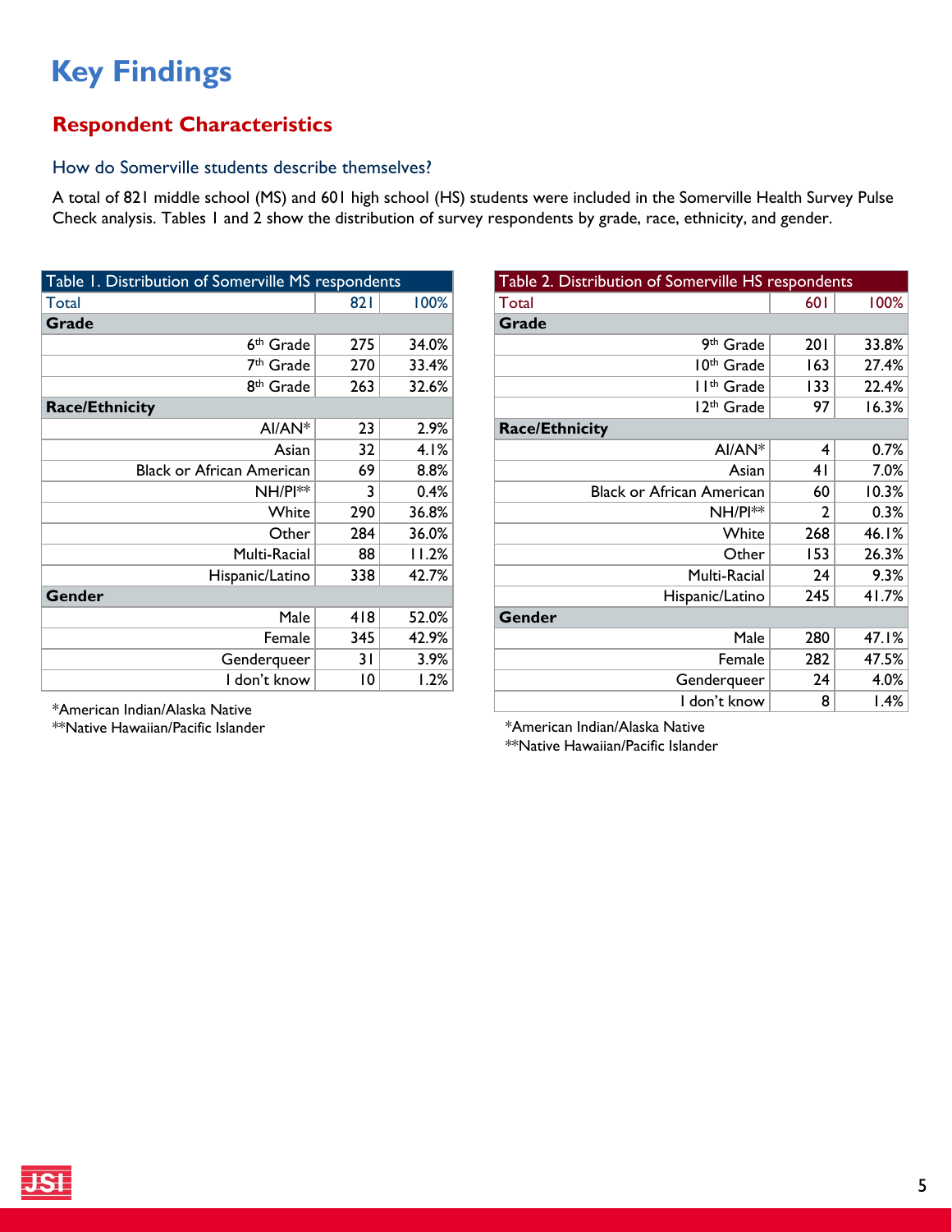# Key Findings

## Respondent Characteristics

### How do Somerville students describe themselves?

A total of 821 middle school (MS) and 601 high school (HS) students were included in the Somerville Health Survey Pulse Check analysis. Tables 1 and 2 show the distribution of survey respondents by grade, race, ethnicity, and gender.

| Table 1. Distribution of Somerville MS respondents | | |
|---|---|---|
| Total | 821 | 100% |
| **Grade** | | |
| 6th Grade | 275 | 34.0% |
| 7th Grade | 270 | 33.4% |
| 8th Grade | 263 | 32.6% |
| **Race/Ethnicity** | | |
| AI/AN* | 23 | 2.9% |
| Asian | 32 | 4.1% |
| Black or African American | 69 | 8.8% |
| NH/PI** | 3 | 0.4% |
| White | 290 | 36.8% |
| Other | 284 | 36.0% |
| Multi-Racial | 88 | 11.2% |
| Hispanic/Latino | 338 | 42.7% |
| **Gender** | | |
| Male | 418 | 52.0% |
| Female | 345 | 42.9% |
| Genderqueer | 31 | 3.9% |
| I don't know | 10 | 1.2% |

*American Indian/Alaska Native
**Native Hawaiian/Pacific Islander

| Table 2. Distribution of Somerville HS respondents | | |
|---|---|---|
| Total | 601 | 100% |
| **Grade** | | |
| 9th Grade | 201 | 33.8% |
| 10th Grade | 163 | 27.4% |
| 11th Grade | 133 | 22.4% |
| 12th Grade | 97 | 16.3% |
| **Race/Ethnicity** | | |
| AI/AN* | 4 | 0.7% |
| Asian | 41 | 7.0% |
| Black or African American | 60 | 10.3% |
| NH/PI** | 2 | 0.3% |
| White | 268 | 46.1% |
| Other | 153 | 26.3% |
| Multi-Racial | 24 | 9.3% |
| Hispanic/Latino | 245 | 41.7% |
| **Gender** | | |
| Male | 280 | 47.1% |
| Female | 282 | 47.5% |
| Genderqueer | 24 | 4.0% |
| I don't know | 8 | 1.4% |

*American Indian/Alaska Native
**Native Hawaiian/Pacific Islander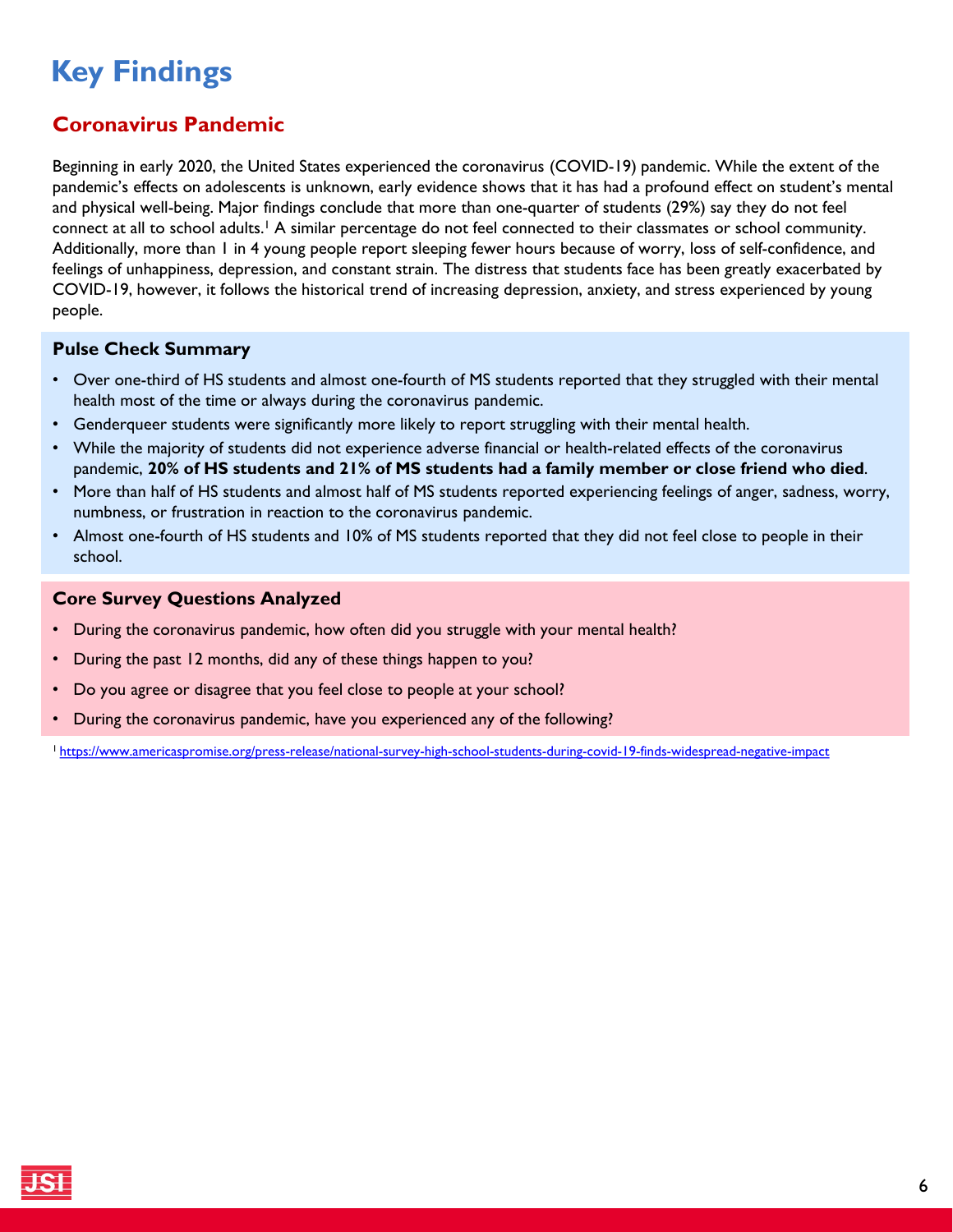# Key Findings

## Coronavirus Pandemic

Beginning in early 2020, the United States experienced the coronavirus (COVID-19) pandemic. While the extent of the pandemic's effects on adolescents is unknown, early evidence shows that it has had a profound effect on student's mental and physical well-being. Major findings conclude that more than one-quarter of students (29%) say they do not feel connect at all to school adults.[1] A similar percentage do not feel connected to their classmates or school community. Additionally, more than 1 in 4 young people report sleeping fewer hours because of worry, loss of self-confidence, and feelings of unhappiness, depression, and constant strain. The distress that students face has been greatly exacerbated by COVID-19, however, it follows the historical trend of increasing depression, anxiety, and stress experienced by young people.

### Pulse Check Summary

- Over one-third of HS students and almost one-fourth of MS students reported that they struggled with their mental health most of the time or always during the coronavirus pandemic.
- Genderqueer students were significantly more likely to report struggling with their mental health.
- While the majority of students did not experience adverse financial or health-related effects of the coronavirus pandemic, **20% of HS students and 21% of MS students had a family member or close friend who died**.
- More than half of HS students and almost half of MS students reported experiencing feelings of anger, sadness, worry, numbness, or frustration in reaction to the coronavirus pandemic.
- Almost one-fourth of HS students and 10% of MS students reported that they did not feel close to people in their school.

### Core Survey Questions Analyzed

- During the coronavirus pandemic, how often did you struggle with your mental health?
- During the past 12 months, did any of these things happen to you?
- Do you agree or disagree that you feel close to people at your school?
- During the coronavirus pandemic, have you experienced any of the following?

[1] https://www.americaspromise.org/press-release/national-survey-high-school-students-during-covid-19-finds-widespread-negative-impact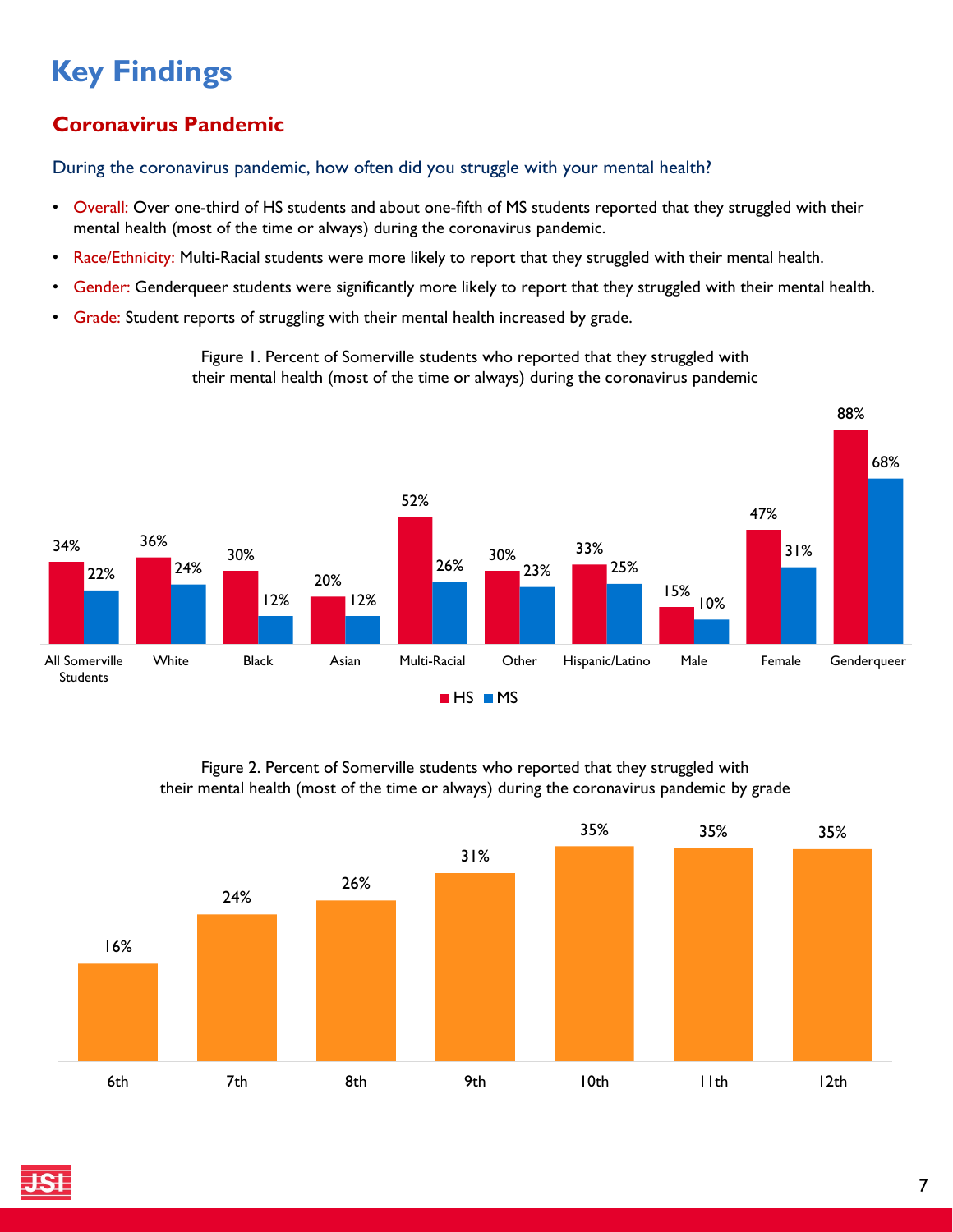# Key Findings

## Coronavirus Pandemic

During the coronavirus pandemic, how often did you struggle with your mental health?

- Overall: Over one-third of HS students and about one-fifth of MS students reported that they struggled with their mental health (most of the time or always) during the coronavirus pandemic.
- Race/Ethnicity: Multi-Racial students were more likely to report that they struggled with their mental health.
- Gender: Genderqueer students were significantly more likely to report that they struggled with their mental health.
- Grade: Student reports of struggling with their mental health increased by grade.

Figure 1. Percent of Somerville students who reported that they struggled with their mental health (most of the time or always) during the coronavirus pandemic

| | HS | MS |
|---|---|---|
| All Somerville Students | 34% | 22% |
| White | 36% | 24% |
| Black | 30% | 12% |
| Asian | 20% | 12% |
| Multi-Racial | 52% | 26% |
| Other | 30% | 23% |
| Hispanic/Latino | 33% | 25% |
| Male | 15% | 10% |
| Female | 47% | 31% |
| Genderqueer | 88% | 68% |

Figure 2. Percent of Somerville students who reported that they struggled with their mental health (most of the time or always) during the coronavirus pandemic by grade

| 6th | 7th | 8th | 9th | 10th | 11th | 12th |
|---|---|---|---|---|---|---|
| 16% | 24% | 26% | 31% | 35% | 35% | 35% |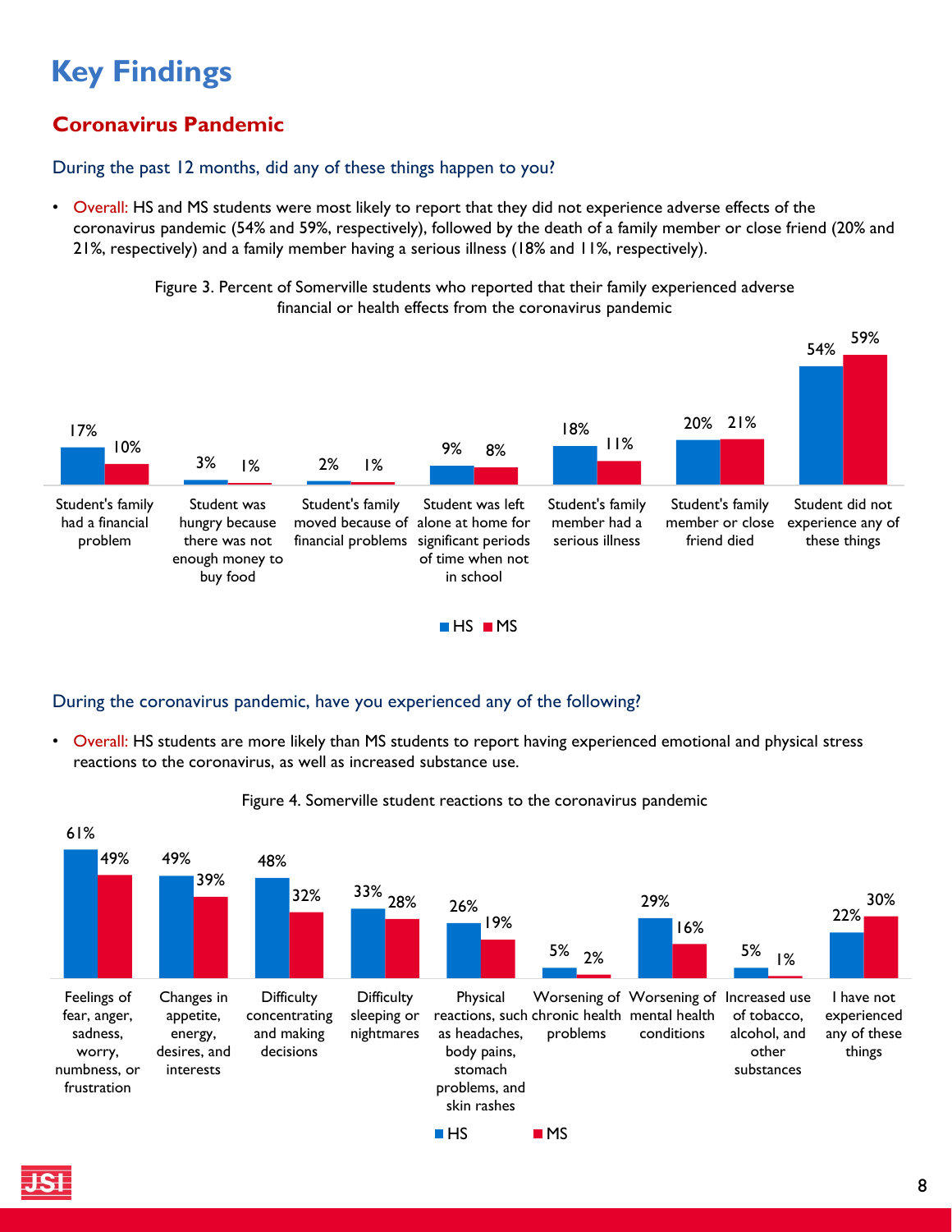# Key Findings

## Coronavirus Pandemic

### During the past 12 months, did any of these things happen to you?

- Overall: HS and MS students were most likely to report that they did not experience adverse effects of the coronavirus pandemic (54% and 59%, respectively), followed by the death of a family member or close friend (20% and 21%, respectively) and a family member having a serious illness (18% and 11%, respectively).

Figure 3. Percent of Somerville students who reported that their family experienced adverse financial or health effects from the coronavirus pandemic

| | HS | MS |
|---|---|---|
| Student's family had a financial problem | 17% | 10% |
| Student was hungry because there was not enough money to buy food | 3% | 1% |
| Student's family moved because of financial problems | 2% | 1% |
| Student was left alone at home for significant periods of time when not in school | 9% | 8% |
| Student's family member had a serious illness | 18% | 11% |
| Student's family member or close friend died | 20% | 21% |
| Student did not experience any of these things | 54% | 59% |

### During the coronavirus pandemic, have you experienced any of the following?

- Overall: HS students are more likely than MS students to report having experienced emotional and physical stress reactions to the coronavirus, as well as increased substance use.

Figure 4. Somerville student reactions to the coronavirus pandemic

| | HS | MS |
|---|---|---|
| Feelings of fear, anger, sadness, worry, numbness, or frustration | 61% | 49% |
| Changes in appetite, energy, desires, and interests | 49% | 39% |
| Difficulty concentrating and making decisions | 48% | 32% |
| Difficulty sleeping or nightmares | 33% | 28% |
| Physical reactions, such as headaches, body pains, stomach problems, and skin rashes | 26% | 19% |
| Worsening of chronic health problems | 5% | 2% |
| Worsening of mental health conditions | 29% | 16% |
| Increased use of tobacco, alcohol, and other substances | 5% | 1% |
| I have not experienced any of these things | 22% | 30% |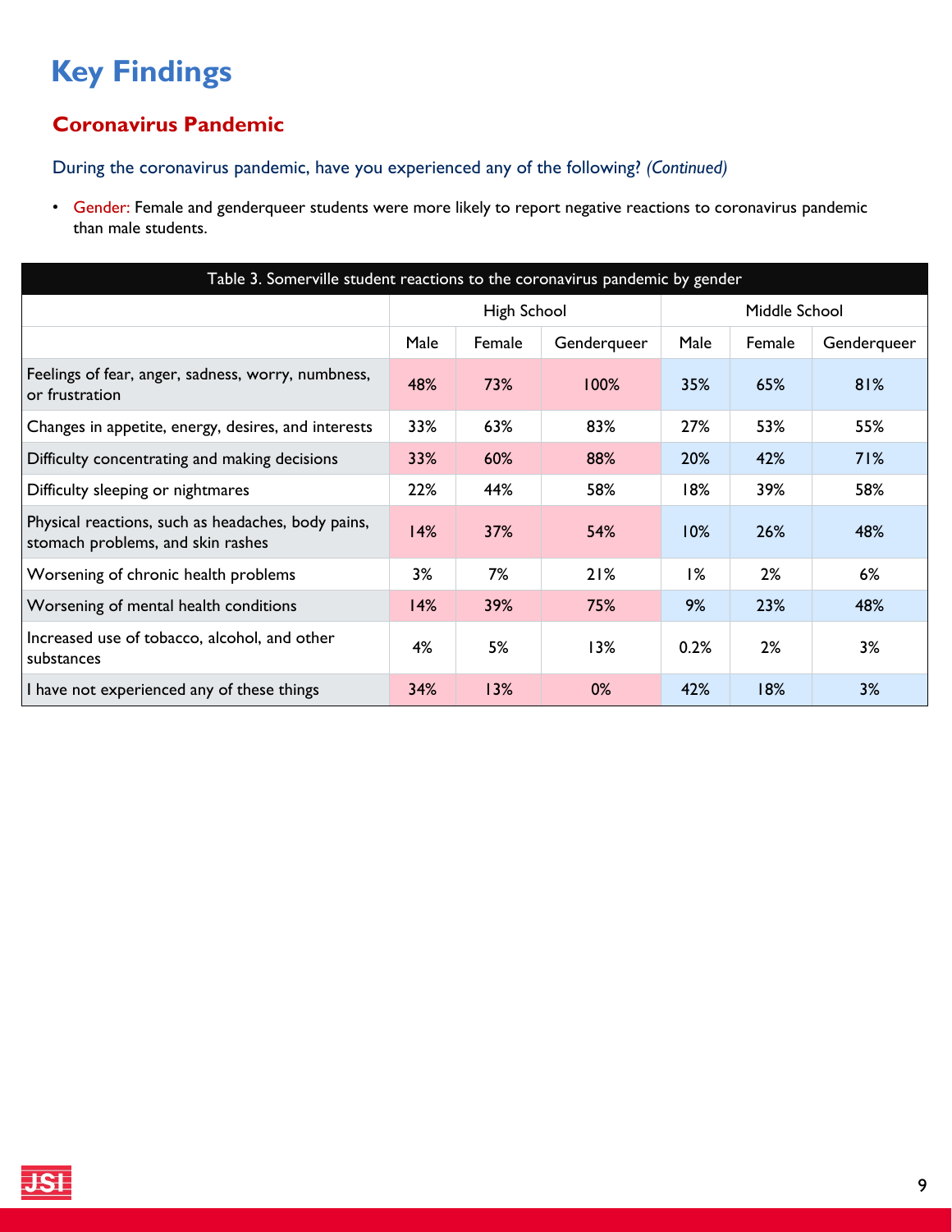# Key Findings

## Coronavirus Pandemic

### During the coronavirus pandemic, have you experienced any of the following? *(Continued)*

- Gender: Female and genderqueer students were more likely to report negative reactions to coronavirus pandemic than male students.

| Table 3. Somerville student reactions to the coronavirus pandemic by gender | | | | | | |
|---|---|---|---|---|---|---|
| | High School | | | Middle School | | |
| | Male | Female | Genderqueer | Male | Female | Genderqueer |
| Feelings of fear, anger, sadness, worry, numbness, or frustration | 48% | 73% | 100% | 35% | 65% | 81% |
| Changes in appetite, energy, desires, and interests | 33% | 63% | 83% | 27% | 53% | 55% |
| Difficulty concentrating and making decisions | 33% | 60% | 88% | 20% | 42% | 71% |
| Difficulty sleeping or nightmares | 22% | 44% | 58% | 18% | 39% | 58% |
| Physical reactions, such as headaches, body pains, stomach problems, and skin rashes | 14% | 37% | 54% | 10% | 26% | 48% |
| Worsening of chronic health problems | 3% | 7% | 21% | 1% | 2% | 6% |
| Worsening of mental health conditions | 14% | 39% | 75% | 9% | 23% | 48% |
| Increased use of tobacco, alcohol, and other substances | 4% | 5% | 13% | 0.2% | 2% | 3% |
| I have not experienced any of these things | 34% | 13% | 0% | 42% | 18% | 3% |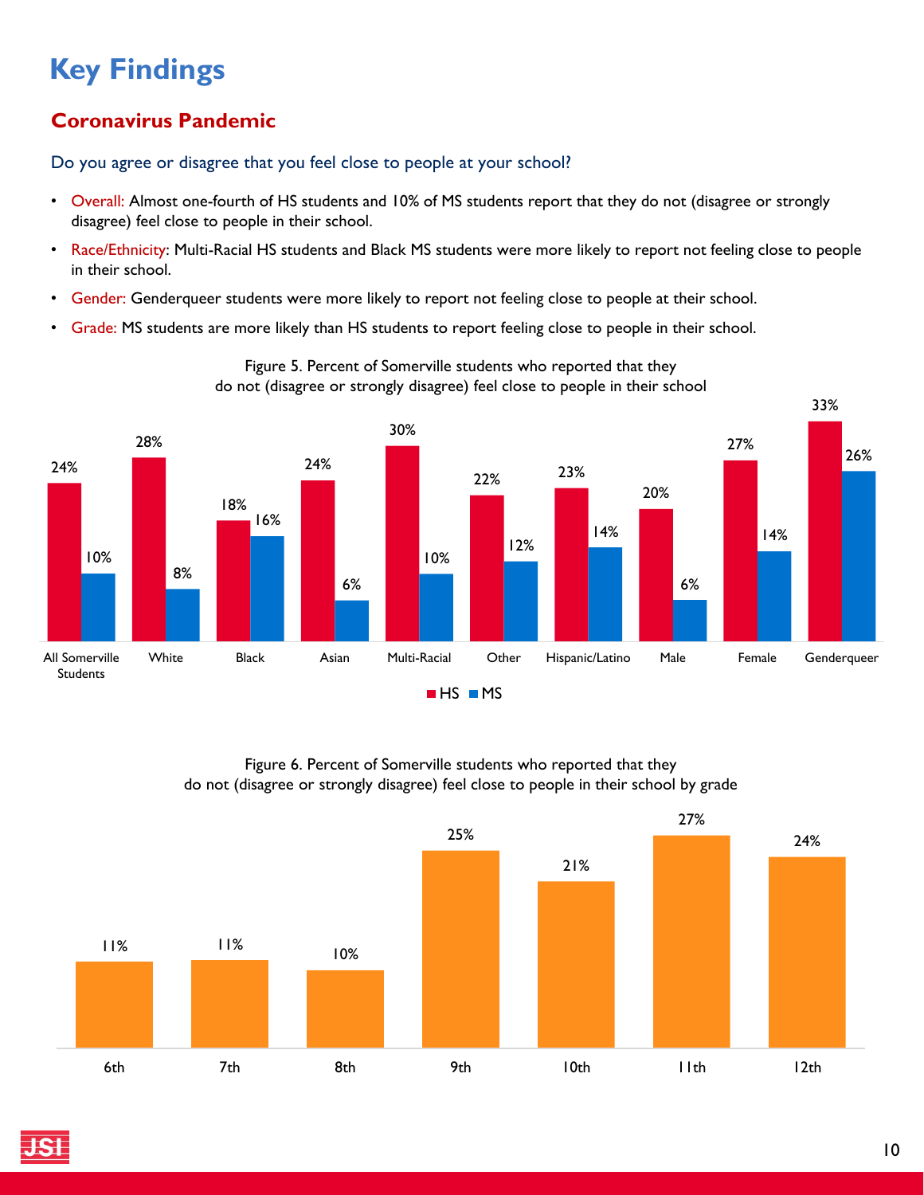# Key Findings

## Coronavirus Pandemic

### Do you agree or disagree that you feel close to people at your school?

- Overall: Almost one-fourth of HS students and 10% of MS students report that they do not (disagree or strongly disagree) feel close to people in their school.
- Race/Ethnicity: Multi-Racial HS students and Black MS students were more likely to report not feeling close to people in their school.
- Gender: Genderqueer students were more likely to report not feeling close to people at their school.
- Grade: MS students are more likely than HS students to report feeling close to people in their school.

Figure 5. Percent of Somerville students who reported that they do not (disagree or strongly disagree) feel close to people in their school

| | HS | MS |
|---|---|---|
| All Somerville Students | 24% | 10% |
| White | 28% | 8% |
| Black | 18% | 16% |
| Asian | 24% | 6% |
| Multi-Racial | 30% | 10% |
| Other | 22% | 12% |
| Hispanic/Latino | 23% | 14% |
| Male | 20% | 6% |
| Female | 27% | 14% |
| Genderqueer | 33% | 26% |

Figure 6. Percent of Somerville students who reported that they do not (disagree or strongly disagree) feel close to people in their school by grade

| 6th | 7th | 8th | 9th | 10th | 11th | 12th |
|---|---|---|---|---|---|---|
| 11% | 11% | 10% | 25% | 21% | 27% | 24% |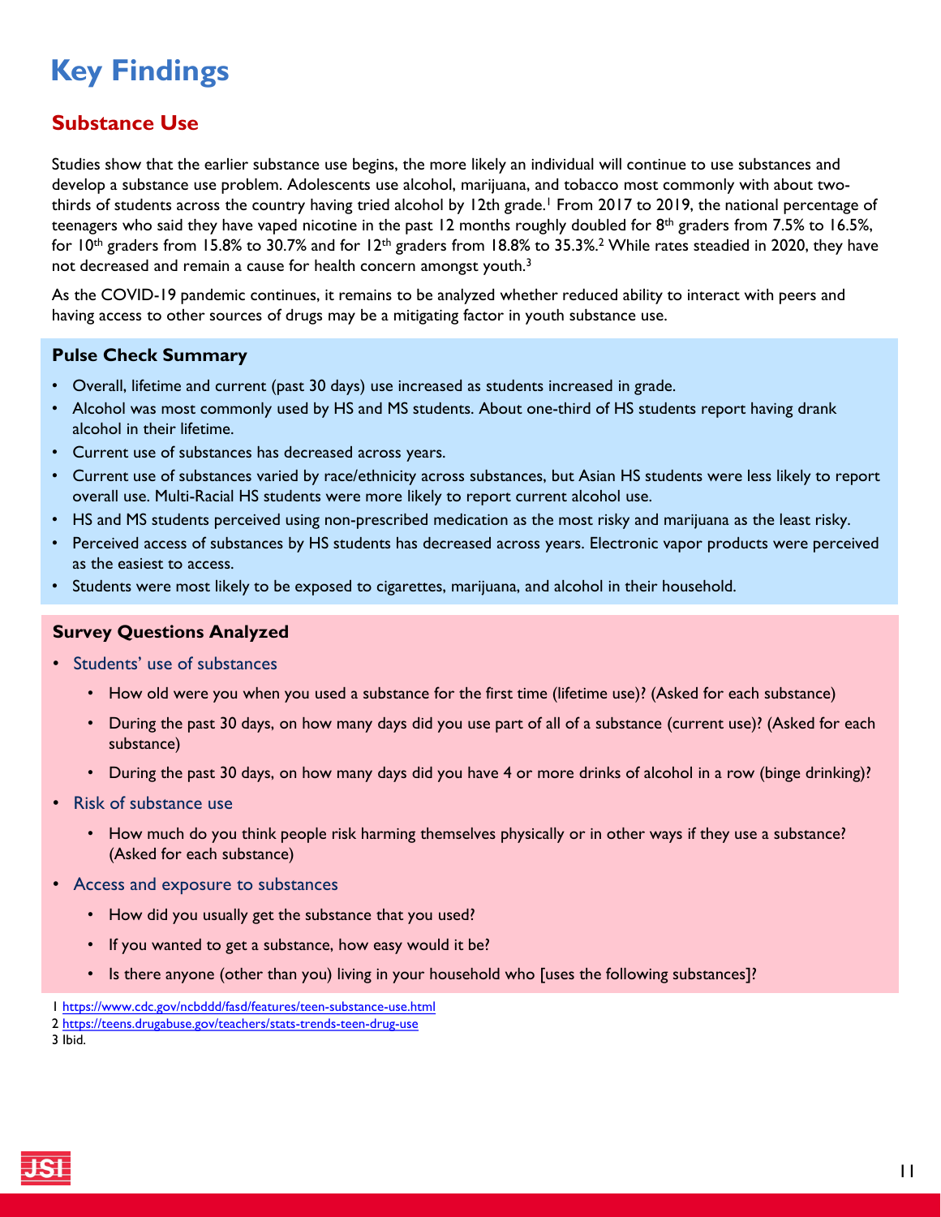# Key Findings

## Substance Use

Studies show that the earlier substance use begins, the more likely an individual will continue to use substances and develop a substance use problem. Adolescents use alcohol, marijuana, and tobacco most commonly with about two-thirds of students across the country having tried alcohol by 12th grade.[1] From 2017 to 2019, the national percentage of teenagers who said they have vaped nicotine in the past 12 months roughly doubled for 8th graders from 7.5% to 16.5%, for 10th graders from 15.8% to 30.7% and for 12th graders from 18.8% to 35.3%.[2] While rates steadied in 2020, they have not decreased and remain a cause for health concern amongst youth.[3]

As the COVID-19 pandemic continues, it remains to be analyzed whether reduced ability to interact with peers and having access to other sources of drugs may be a mitigating factor in youth substance use.

### Pulse Check Summary

- Overall, lifetime and current (past 30 days) use increased as students increased in grade.
- Alcohol was most commonly used by HS and MS students. About one-third of HS students report having drank alcohol in their lifetime.
- Current use of substances has decreased across years.
- Current use of substances varied by race/ethnicity across substances, but Asian HS students were less likely to report overall use. Multi-Racial HS students were more likely to report current alcohol use.
- HS and MS students perceived using non-prescribed medication as the most risky and marijuana as the least risky.
- Perceived access of substances by HS students has decreased across years. Electronic vapor products were perceived as the easiest to access.
- Students were most likely to be exposed to cigarettes, marijuana, and alcohol in their household.

### Survey Questions Analyzed

- Students' use of substances
  - How old were you when you used a substance for the first time (lifetime use)? (Asked for each substance)
  - During the past 30 days, on how many days did you use part of all of a substance (current use)? (Asked for each substance)
  - During the past 30 days, on how many days did you have 4 or more drinks of alcohol in a row (binge drinking)?
- Risk of substance use
  - How much do you think people risk harming themselves physically or in other ways if they use a substance? (Asked for each substance)
- Access and exposure to substances
  - How did you usually get the substance that you used?
  - If you wanted to get a substance, how easy would it be?
  - Is there anyone (other than you) living in your household who [uses the following substances]?

1 https://www.cdc.gov/ncbddd/fasd/features/teen-substance-use.html
2 https://teens.drugabuse.gov/teachers/stats-trends-teen-drug-use
3 Ibid.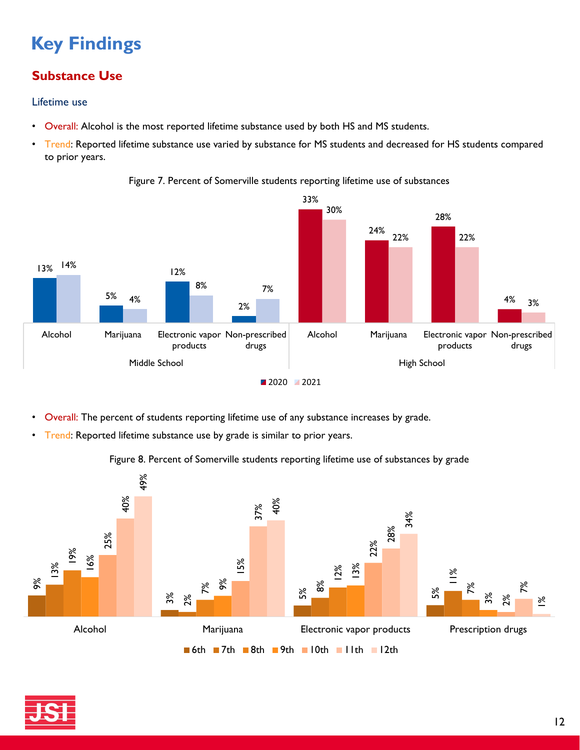# Key Findings

## Substance Use

### Lifetime use

- Overall: Alcohol is the most reported lifetime substance used by both HS and MS students.
- Trend: Reported lifetime substance use varied by substance for MS students and decreased for HS students compared to prior years.

Figure 7. Percent of Somerville students reporting lifetime use of substances

| | Substance | 2020 | 2021 |
|---|---|---|---|
| Middle School | Alcohol | 13% | 14% |
| | Marijuana | 5% | 4% |
| | Electronic vapor products | 12% | 8% |
| | Non-prescribed drugs | 2% | 7% |
| High School | Alcohol | 33% | 30% |
| | Marijuana | 24% | 22% |
| | Electronic vapor products | 28% | 22% |
| | Non-prescribed drugs | 4% | 3% |

- Overall: The percent of students reporting lifetime use of any substance increases by grade.
- Trend: Reported lifetime substance use by grade is similar to prior years.

Figure 8. Percent of Somerville students reporting lifetime use of substances by grade

| | 6th | 7th | 8th | 9th | 10th | 11th | 12th |
|---|---|---|---|---|---|---|---|
| Alcohol | 9% | 13% | 19% | 16% | 25% | 40% | 49% |
| Marijuana | 3% | 2% | 7% | 9% | 15% | 37% | 40% |
| Electronic vapor products | 5% | 8% | 12% | 13% | 22% | 28% | 34% |
| Prescription drugs | 5% | 11% | 7% | 3% | 2% | 7% | 1% |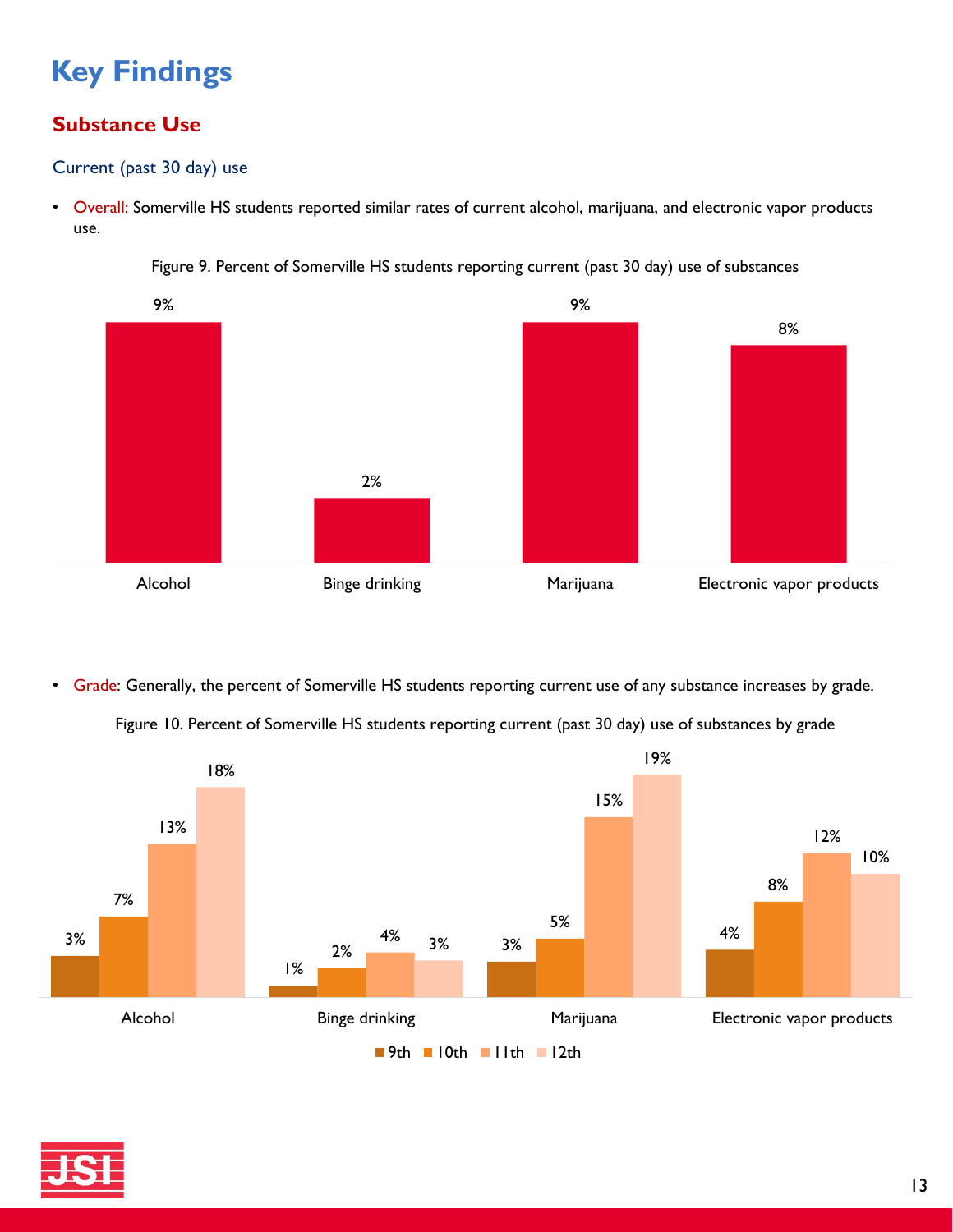# Key Findings

## Substance Use

### Current (past 30 day) use

- Overall: Somerville HS students reported similar rates of current alcohol, marijuana, and electronic vapor products use.

Figure 9. Percent of Somerville HS students reporting current (past 30 day) use of substances

| Alcohol | Binge drinking | Marijuana | Electronic vapor products |
|---|---|---|---|
| 9% | 2% | 9% | 8% |

- Grade: Generally, the percent of Somerville HS students reporting current use of any substance increases by grade.

Figure 10. Percent of Somerville HS students reporting current (past 30 day) use of substances by grade

| | 9th | 10th | 11th | 12th |
|---|---|---|---|---|
| Alcohol | 3% | 7% | 13% | 18% |
| Binge drinking | 1% | 2% | 4% | 3% |
| Marijuana | 3% | 5% | 15% | 19% |
| Electronic vapor products | 4% | 8% | 12% | 10% |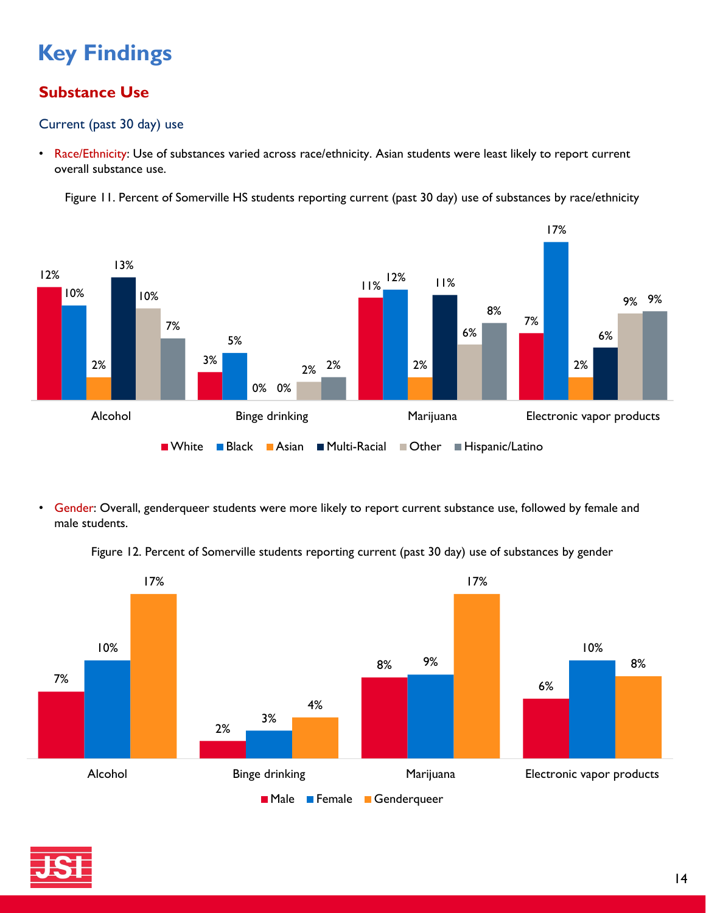# Key Findings

## Substance Use

### Current (past 30 day) use

- Race/Ethnicity: Use of substances varied across race/ethnicity. Asian students were least likely to report current overall substance use.

Figure 11. Percent of Somerville HS students reporting current (past 30 day) use of substances by race/ethnicity

| | White | Black | Asian | Multi-Racial | Other | Hispanic/Latino |
|---|---|---|---|---|---|---|
| Alcohol | 12% | 10% | 2% | 13% | 10% | 7% |
| Binge drinking | 3% | 5% | 0% | 0% | 2% | 2% |
| Marijuana | 11% | 12% | 2% | 11% | 6% | 8% |
| Electronic vapor products | 7% | 17% | 2% | 6% | 9% | 9% |

- Gender: Overall, genderqueer students were more likely to report current substance use, followed by female and male students.

Figure 12. Percent of Somerville students reporting current (past 30 day) use of substances by gender

| | Male | Female | Genderqueer |
|---|---|---|---|
| Alcohol | 7% | 10% | 17% |
| Binge drinking | 2% | 3% | 4% |
| Marijuana | 8% | 9% | 17% |
| Electronic vapor products | 6% | 10% | 8% |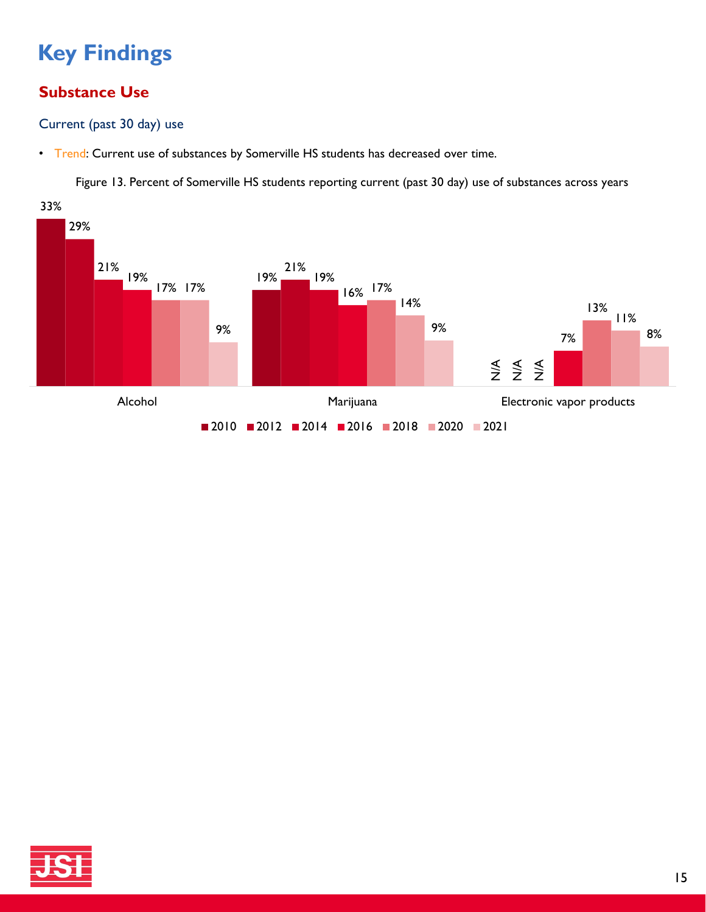# Key Findings

## Substance Use

### Current (past 30 day) use

- Trend: Current use of substances by Somerville HS students has decreased over time.

Figure 13. Percent of Somerville HS students reporting current (past 30 day) use of substances across years

| | 2010 | 2012 | 2014 | 2016 | 2018 | 2020 | 2021 |
|---|---|---|---|---|---|---|---|
| Alcohol | 33% | 29% | 21% | 19% | 17% | 17% | 9% |
| Marijuana | 19% | 21% | 19% | 16% | 17% | 14% | 9% |
| Electronic vapor products | N/A | N/A | N/A | 7% | 13% | 11% | 8% |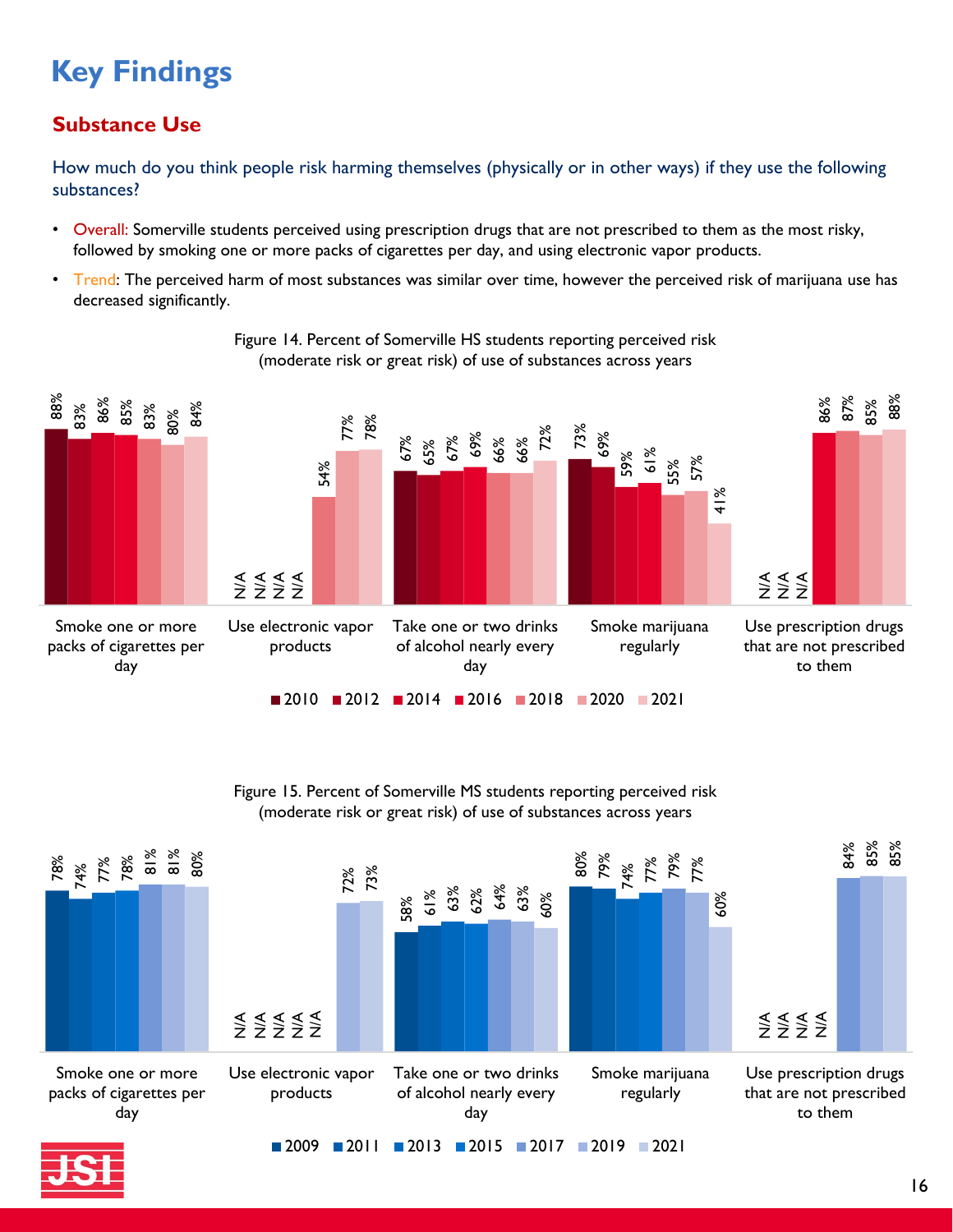# Key Findings

## Substance Use

How much do you think people risk harming themselves (physically or in other ways) if they use the following substances?

- Overall: Somerville students perceived using prescription drugs that are not prescribed to them as the most risky, followed by smoking one or more packs of cigarettes per day, and using electronic vapor products.
- Trend: The perceived harm of most substances was similar over time, however the perceived risk of marijuana use has decreased significantly.

Figure 14. Percent of Somerville HS students reporting perceived risk (moderate risk or great risk) of use of substances across years

| | 2010 | 2012 | 2014 | 2016 | 2018 | 2020 | 2021 |
|---|---|---|---|---|---|---|---|
| Smoke one or more packs of cigarettes per day | 88% | 83% | 86% | 85% | 83% | 80% | 84% |
| Use electronic vapor products | N/A | N/A | N/A | N/A | 54% | 77% | 78% |
| Take one or two drinks of alcohol nearly every day | 67% | 65% | 67% | 69% | 66% | 66% | 72% |
| Smoke marijuana regularly | 73% | 69% | 59% | 61% | 55% | 57% | 41% |
| Use prescription drugs that are not prescribed to them | N/A | N/A | N/A | 86% | 87% | 85% | 88% |

Figure 15. Percent of Somerville MS students reporting perceived risk (moderate risk or great risk) of use of substances across years

| | 2009 | 2011 | 2013 | 2015 | 2017 | 2019 | 2021 |
|---|---|---|---|---|---|---|---|
| Smoke one or more packs of cigarettes per day | 78% | 74% | 77% | 78% | 81% | 81% | 80% |
| Use electronic vapor products | N/A | N/A | N/A | N/A | N/A | 72% | 73% |
| Take one or two drinks of alcohol nearly every day | 58% | 61% | 63% | 62% | 64% | 63% | 60% |
| Smoke marijuana regularly | 80% | 79% | 74% | 77% | 79% | 77% | 60% |
| Use prescription drugs that are not prescribed to them | N/A | N/A | N/A | N/A | 84% | 85% | 85% |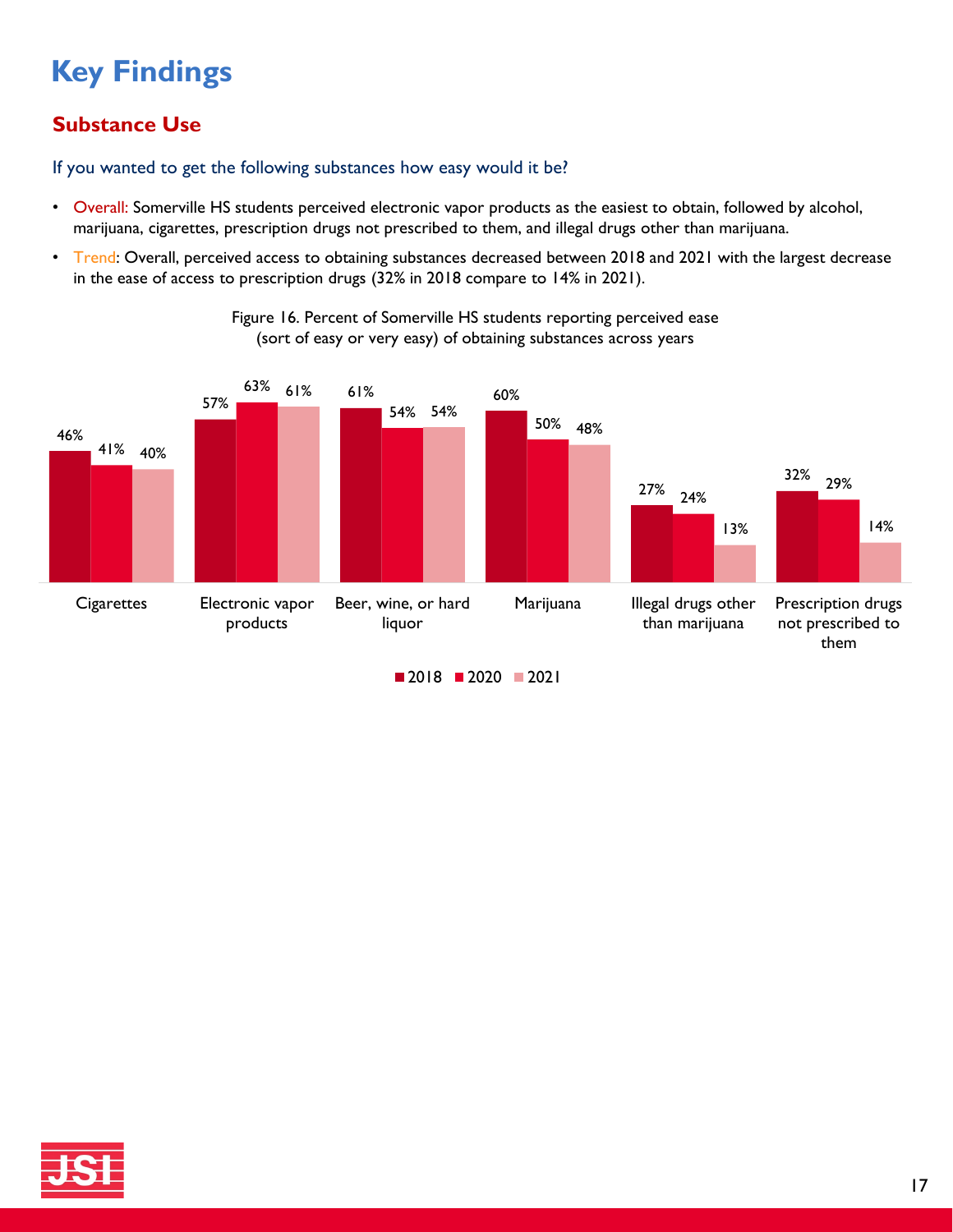# Key Findings

## Substance Use

### If you wanted to get the following substances how easy would it be?

- Overall: Somerville HS students perceived electronic vapor products as the easiest to obtain, followed by alcohol, marijuana, cigarettes, prescription drugs not prescribed to them, and illegal drugs other than marijuana.
- Trend: Overall, perceived access to obtaining substances decreased between 2018 and 2021 with the largest decrease in the ease of access to prescription drugs (32% in 2018 compare to 14% in 2021).

Figure 16. Percent of Somerville HS students reporting perceived ease (sort of easy or very easy) of obtaining substances across years

| Substance | 2018 | 2020 | 2021 |
| --- | --- | --- | --- |
| Cigarettes | 46% | 41% | 40% |
| Electronic vapor products | 57% | 63% | 61% |
| Beer, wine, or hard liquor | 61% | 54% | 54% |
| Marijuana | 60% | 50% | 48% |
| Illegal drugs other than marijuana | 27% | 24% | 13% |
| Prescription drugs not prescribed to them | 32% | 29% | 14% |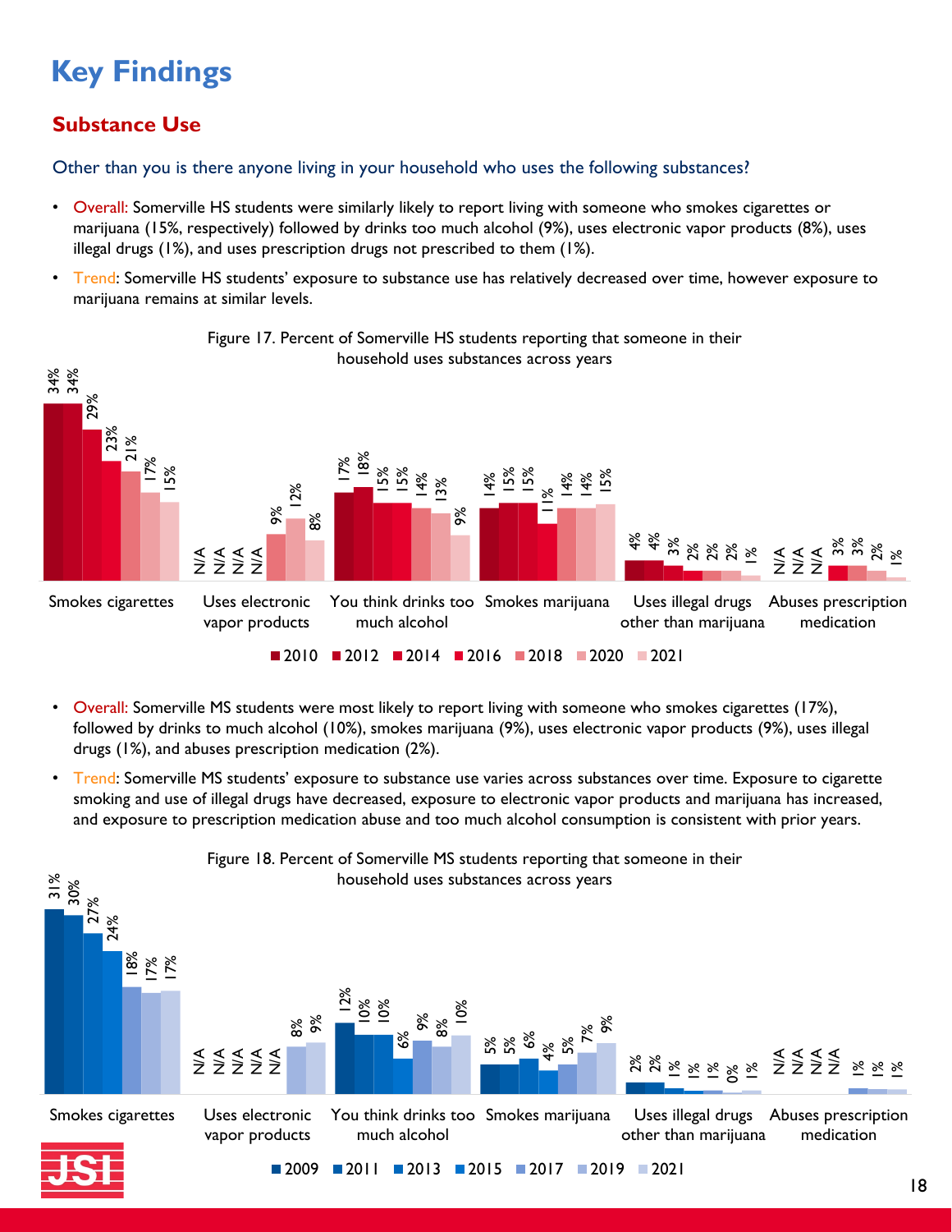# Key Findings

## Substance Use

Other than you is there anyone living in your household who uses the following substances?

- Overall: Somerville HS students were similarly likely to report living with someone who smokes cigarettes or marijuana (15%, respectively) followed by drinks too much alcohol (9%), uses electronic vapor products (8%), uses illegal drugs (1%), and uses prescription drugs not prescribed to them (1%).
- Trend: Somerville HS students' exposure to substance use has relatively decreased over time, however exposure to marijuana remains at similar levels.

Figure 17. Percent of Somerville HS students reporting that someone in their household uses substances across years

| | 2010 | 2012 | 2014 | 2016 | 2018 | 2020 | 2021 |
|---|---|---|---|---|---|---|---|
| Smokes cigarettes | 34% | 34% | 29% | 23% | 21% | 17% | 15% |
| Uses electronic vapor products | N/A | N/A | N/A | N/A | 9% | 12% | 8% |
| You think drinks too much alcohol | 17% | 18% | 15% | 15% | 14% | 13% | 9% |
| Smokes marijuana | 14% | 15% | 15% | 11% | 14% | 14% | 15% |
| Uses illegal drugs other than marijuana | 4% | 4% | 3% | 2% | 2% | 2% | 1% |
| Abuses prescription medication | N/A | N/A | N/A | 3% | 3% | 2% | 1% |

- Overall: Somerville MS students were most likely to report living with someone who smokes cigarettes (17%), followed by drinks to much alcohol (10%), smokes marijuana (9%), uses electronic vapor products (9%), uses illegal drugs (1%), and abuses prescription medication (2%).
- Trend: Somerville MS students' exposure to substance use varies across substances over time. Exposure to cigarette smoking and use of illegal drugs have decreased, exposure to electronic vapor products and marijuana has increased, and exposure to prescription medication abuse and too much alcohol consumption is consistent with prior years.

Figure 18. Percent of Somerville MS students reporting that someone in their household uses substances across years

| | 2009 | 2011 | 2013 | 2015 | 2017 | 2019 | 2021 |
|---|---|---|---|---|---|---|---|
| Smokes cigarettes | 31% | 30% | 27% | 24% | 18% | 17% | 17% |
| Uses electronic vapor products | N/A | N/A | N/A | N/A | N/A | 8% | 9% |
| You think drinks too much alcohol | 12% | 10% | 10% | 6% | 9% | 8% | 10% |
| Smokes marijuana | 5% | 5% | 6% | 4% | 5% | 7% | 9% |
| Uses illegal drugs other than marijuana | 2% | 2% | 1% | 1% | 1% | 0% | 1% |
| Abuses prescription medication | N/A | N/A | N/A | N/A | 1% | 1% | 1% |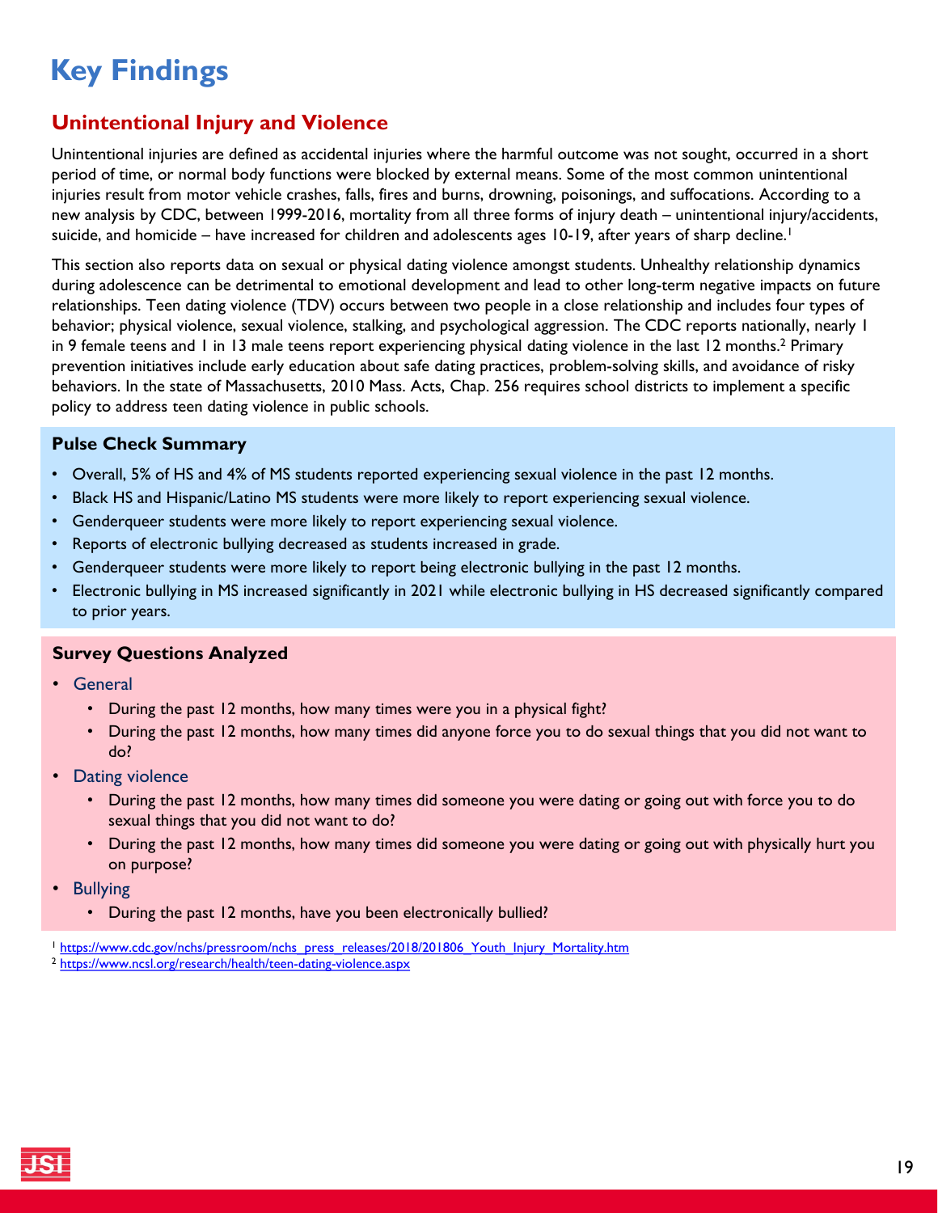# Key Findings

## Unintentional Injury and Violence

Unintentional injuries are defined as accidental injuries where the harmful outcome was not sought, occurred in a short period of time, or normal body functions were blocked by external means. Some of the most common unintentional injuries result from motor vehicle crashes, falls, fires and burns, drowning, poisonings, and suffocations. According to a new analysis by CDC, between 1999-2016, mortality from all three forms of injury death – unintentional injury/accidents, suicide, and homicide – have increased for children and adolescents ages 10-19, after years of sharp decline.[1]

This section also reports data on sexual or physical dating violence amongst students. Unhealthy relationship dynamics during adolescence can be detrimental to emotional development and lead to other long-term negative impacts on future relationships. Teen dating violence (TDV) occurs between two people in a close relationship and includes four types of behavior; physical violence, sexual violence, stalking, and psychological aggression. The CDC reports nationally, nearly 1 in 9 female teens and 1 in 13 male teens report experiencing physical dating violence in the last 12 months.[2] Primary prevention initiatives include early education about safe dating practices, problem-solving skills, and avoidance of risky behaviors. In the state of Massachusetts, 2010 Mass. Acts, Chap. 256 requires school districts to implement a specific policy to address teen dating violence in public schools.

### Pulse Check Summary

- Overall, 5% of HS and 4% of MS students reported experiencing sexual violence in the past 12 months.
- Black HS and Hispanic/Latino MS students were more likely to report experiencing sexual violence.
- Genderqueer students were more likely to report experiencing sexual violence.
- Reports of electronic bullying decreased as students increased in grade.
- Genderqueer students were more likely to report being electronic bullying in the past 12 months.
- Electronic bullying in MS increased significantly in 2021 while electronic bullying in HS decreased significantly compared to prior years.

### Survey Questions Analyzed

- General
  - During the past 12 months, how many times were you in a physical fight?
  - During the past 12 months, how many times did anyone force you to do sexual things that you did not want to do?
- Dating violence
  - During the past 12 months, how many times did someone you were dating or going out with force you to do sexual things that you did not want to do?
  - During the past 12 months, how many times did someone you were dating or going out with physically hurt you on purpose?
- Bullying
  - During the past 12 months, have you been electronically bullied?

[1] https://www.cdc.gov/nchs/pressroom/nchs_press_releases/2018/201806_Youth_Injury_Mortality.htm

[2] https://www.ncsl.org/research/health/teen-dating-violence.aspx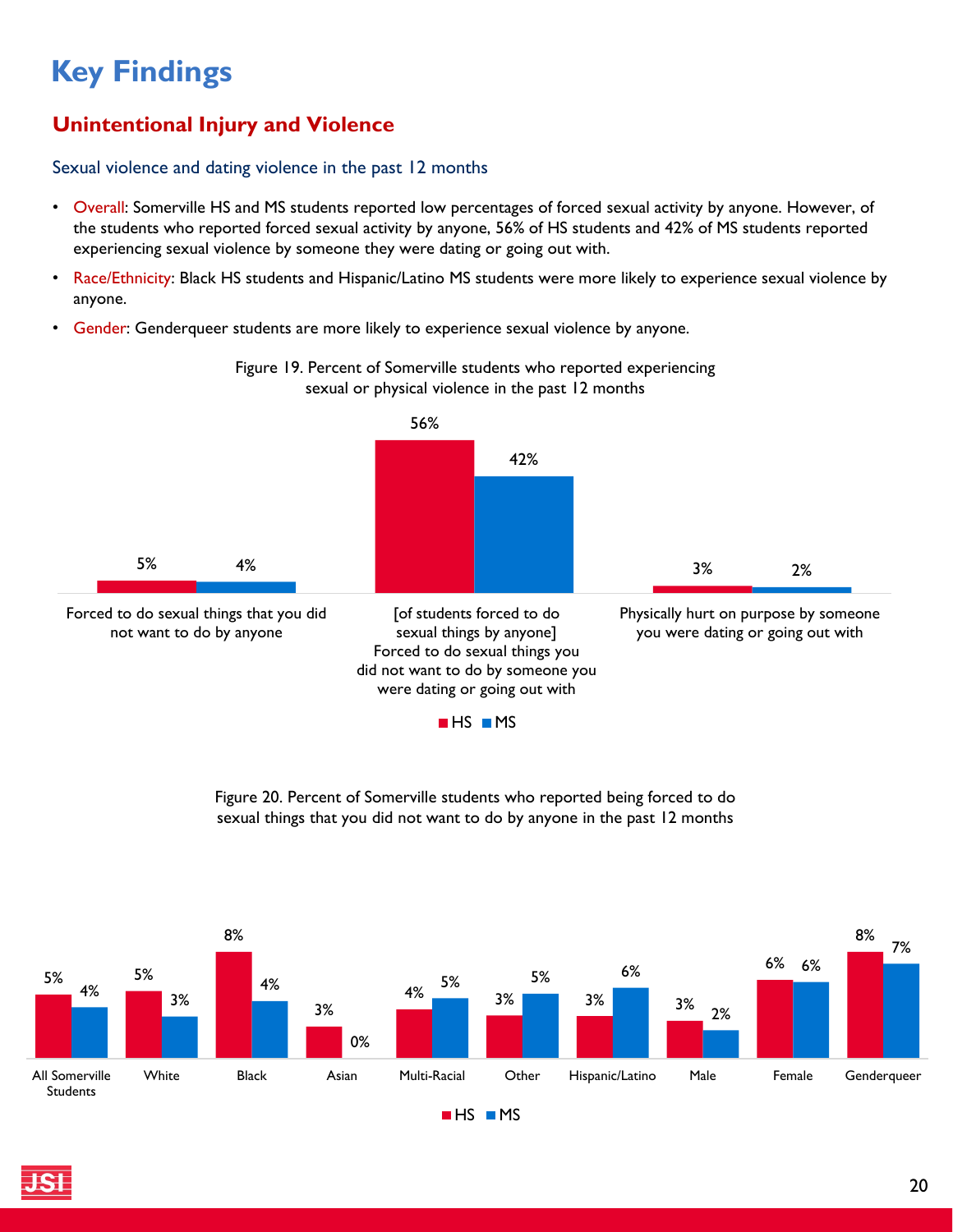# Key Findings

## Unintentional Injury and Violence

### Sexual violence and dating violence in the past 12 months

- Overall: Somerville HS and MS students reported low percentages of forced sexual activity by anyone. However, of the students who reported forced sexual activity by anyone, 56% of HS students and 42% of MS students reported experiencing sexual violence by someone they were dating or going out with.
- Race/Ethnicity: Black HS students and Hispanic/Latino MS students were more likely to experience sexual violence by anyone.
- Gender: Genderqueer students are more likely to experience sexual violence by anyone.

Figure 19. Percent of Somerville students who reported experiencing sexual or physical violence in the past 12 months

| | HS | MS |
|---|---|---|
| Forced to do sexual things that you did not want to do by anyone | 5% | 4% |
| [of students forced to do sexual things by anyone] Forced to do sexual things you did not want to do by someone you were dating or going out with | 56% | 42% |
| Physically hurt on purpose by someone you were dating or going out with | 3% | 2% |

Figure 20. Percent of Somerville students who reported being forced to do sexual things that you did not want to do by anyone in the past 12 months

| | HS | MS |
|---|---|---|
| All Somerville Students | 5% | 4% |
| White | 5% | 3% |
| Black | 8% | 4% |
| Asian | 3% | 0% |
| Multi-Racial | 4% | 5% |
| Other | 3% | 5% |
| Hispanic/Latino | 3% | 6% |
| Male | 3% | 2% |
| Female | 6% | 6% |
| Genderqueer | 8% | 7% |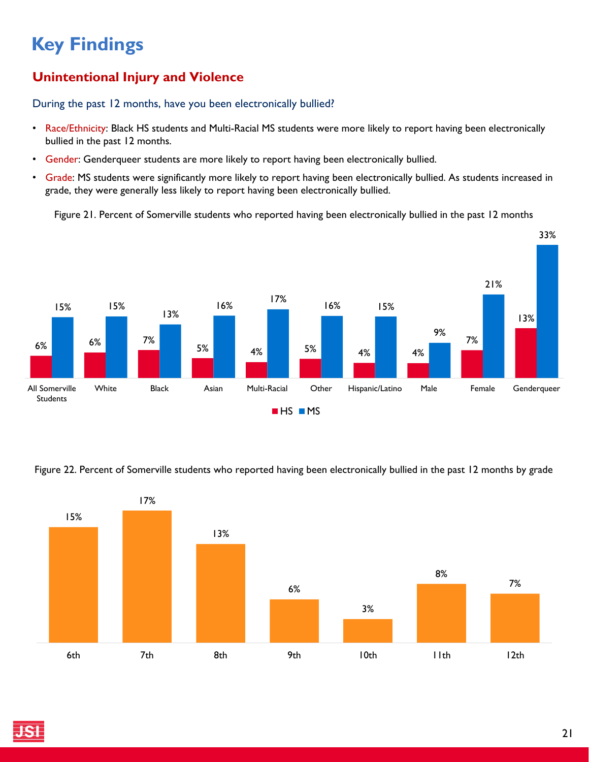# Key Findings

## Unintentional Injury and Violence

During the past 12 months, have you been electronically bullied?

- Race/Ethnicity: Black HS students and Multi-Racial MS students were more likely to report having been electronically bullied in the past 12 months.
- Gender: Genderqueer students are more likely to report having been electronically bullied.
- Grade: MS students were significantly more likely to report having been electronically bullied. As students increased in grade, they were generally less likely to report having been electronically bullied.

Figure 21. Percent of Somerville students who reported having been electronically bullied in the past 12 months

| | HS | MS |
|---|---|---|
| All Somerville Students | 6% | 15% |
| White | 6% | 15% |
| Black | 7% | 13% |
| Asian | 5% | 16% |
| Multi-Racial | 4% | 17% |
| Other | 5% | 16% |
| Hispanic/Latino | 4% | 15% |
| Male | 4% | 9% |
| Female | 7% | 21% |
| Genderqueer | 13% | 33% |

Figure 22. Percent of Somerville students who reported having been electronically bullied in the past 12 months by grade

| Grade | Percent |
|---|---|
| 6th | 15% |
| 7th | 17% |
| 8th | 13% |
| 9th | 6% |
| 10th | 3% |
| 11th | 8% |
| 12th | 7% |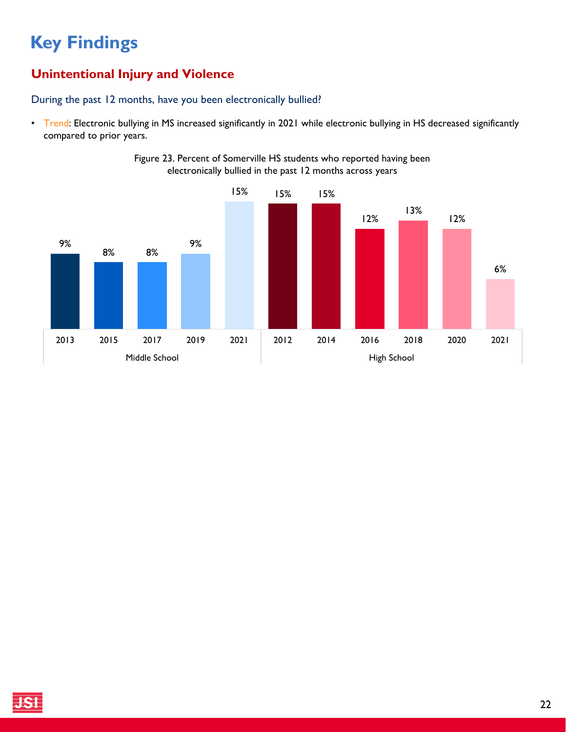# Key Findings

## Unintentional Injury and Violence

During the past 12 months, have you been electronically bullied?

- Trend: Electronic bullying in MS increased significantly in 2021 while electronic bullying in HS decreased significantly compared to prior years.

Figure 23. Percent of Somerville HS students who reported having been electronically bullied in the past 12 months across years

| | Year | Percent |
|---|---|---|
| Middle School | 2013 | 9% |
| | 2015 | 8% |
| | 2017 | 8% |
| | 2019 | 9% |
| | 2021 | 15% |
| High School | 2012 | 15% |
| | 2014 | 15% |
| | 2016 | 12% |
| | 2018 | 13% |
| | 2020 | 12% |
| | 2021 | 6% |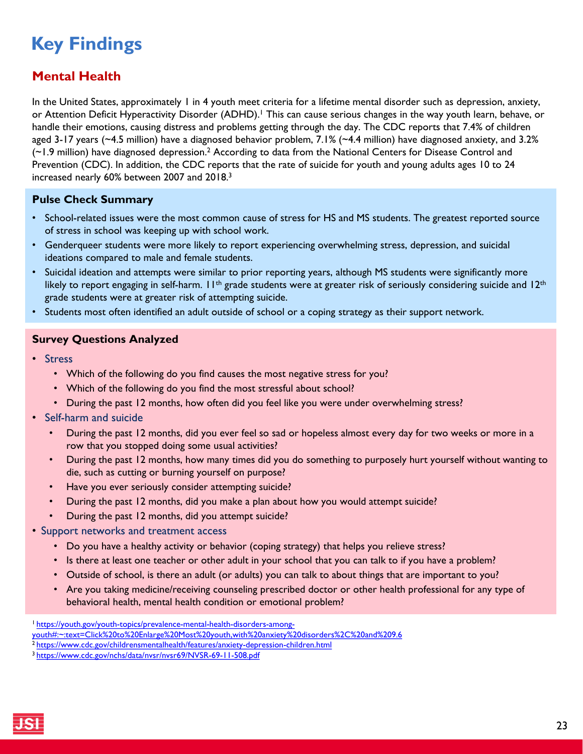# Key Findings

## Mental Health

In the United States, approximately 1 in 4 youth meet criteria for a lifetime mental disorder such as depression, anxiety, or Attention Deficit Hyperactivity Disorder (ADHD).[1] This can cause serious changes in the way youth learn, behave, or handle their emotions, causing distress and problems getting through the day. The CDC reports that 7.4% of children aged 3-17 years (~4.5 million) have a diagnosed behavior problem, 7.1% (~4.4 million) have diagnosed anxiety, and 3.2% (~1.9 million) have diagnosed depression.[2] According to data from the National Centers for Disease Control and Prevention (CDC). In addition, the CDC reports that the rate of suicide for youth and young adults ages 10 to 24 increased nearly 60% between 2007 and 2018.[3]

### Pulse Check Summary

- School-related issues were the most common cause of stress for HS and MS students. The greatest reported source of stress in school was keeping up with school work.
- Genderqueer students were more likely to report experiencing overwhelming stress, depression, and suicidal ideations compared to male and female students.
- Suicidal ideation and attempts were similar to prior reporting years, although MS students were significantly more likely to report engaging in self-harm. 11th grade students were at greater risk of seriously considering suicide and 12th grade students were at greater risk of attempting suicide.
- Students most often identified an adult outside of school or a coping strategy as their support network.

### Survey Questions Analyzed

- Stress
  - Which of the following do you find causes the most negative stress for you?
  - Which of the following do you find the most stressful about school?
  - During the past 12 months, how often did you feel like you were under overwhelming stress?
- Self-harm and suicide
  - During the past 12 months, did you ever feel so sad or hopeless almost every day for two weeks or more in a row that you stopped doing some usual activities?
  - During the past 12 months, how many times did you do something to purposely hurt yourself without wanting to die, such as cutting or burning yourself on purpose?
  - Have you ever seriously consider attempting suicide?
  - During the past 12 months, did you make a plan about how you would attempt suicide?
  - During the past 12 months, did you attempt suicide?
- Support networks and treatment access
  - Do you have a healthy activity or behavior (coping strategy) that helps you relieve stress?
  - Is there at least one teacher or other adult in your school that you can talk to if you have a problem?
  - Outside of school, is there an adult (or adults) you can talk to about things that are important to you?
  - Are you taking medicine/receiving counseling prescribed doctor or other health professional for any type of behavioral health, mental health condition or emotional problem?

[1] https://youth.gov/youth-topics/prevalence-mental-health-disorders-among-youth#:~:text=Click%20to%20Enlarge%20Most%20youth,with%20anxiety%20disorders%2C%20and%209.6

[2] https://www.cdc.gov/childrensmentalhealth/features/anxiety-depression-children.html

[3] https://www.cdc.gov/nchs/data/nvsr/nvsr69/NVSR-69-11-508.pdf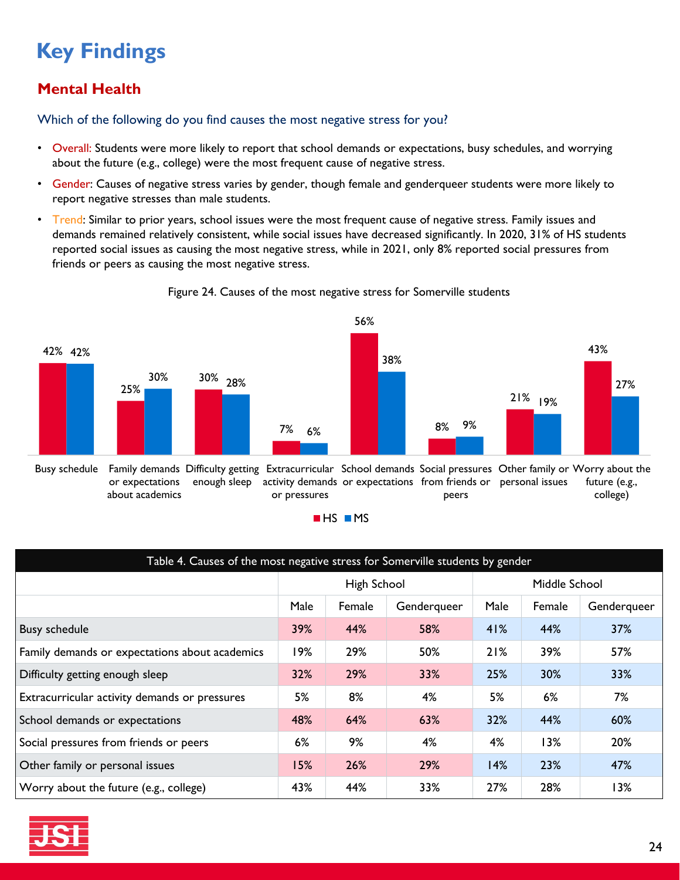# Key Findings

## Mental Health

### Which of the following do you find causes the most negative stress for you?

- Overall: Students were more likely to report that school demands or expectations, busy schedules, and worrying about the future (e.g., college) were the most frequent cause of negative stress.
- Gender: Causes of negative stress varies by gender, though female and genderqueer students were more likely to report negative stresses than male students.
- Trend: Similar to prior years, school issues were the most frequent cause of negative stress. Family issues and demands remained relatively consistent, while social issues have decreased significantly. In 2020, 31% of HS students reported social issues as causing the most negative stress, while in 2021, only 8% reported social pressures from friends or peers as causing the most negative stress.

Figure 24. Causes of the most negative stress for Somerville students

| | HS | MS |
|---|---|---|
| Busy schedule | 42% | 42% |
| Family demands or expectations about academics | 25% | 30% |
| Difficulty getting enough sleep | 30% | 28% |
| Extracurricular activity demands or pressures | 7% | 6% |
| School demands or expectations | 56% | 38% |
| Social pressures from friends or peers | 8% | 9% |
| Other family or personal issues | 21% | 19% |
| Worry about the future (e.g., college) | 43% | 27% |

Table 4. Causes of the most negative stress for Somerville students by gender

| | High School | | | Middle School | | |
|---|---|---|---|---|---|---|
| | Male | Female | Genderqueer | Male | Female | Genderqueer |
| Busy schedule | 39% | 44% | 58% | 41% | 44% | 37% |
| Family demands or expectations about academics | 19% | 29% | 50% | 21% | 39% | 57% |
| Difficulty getting enough sleep | 32% | 29% | 33% | 25% | 30% | 33% |
| Extracurricular activity demands or pressures | 5% | 8% | 4% | 5% | 6% | 7% |
| School demands or expectations | 48% | 64% | 63% | 32% | 44% | 60% |
| Social pressures from friends or peers | 6% | 9% | 4% | 4% | 13% | 20% |
| Other family or personal issues | 15% | 26% | 29% | 14% | 23% | 47% |
| Worry about the future (e.g., college) | 43% | 44% | 33% | 27% | 28% | 13% |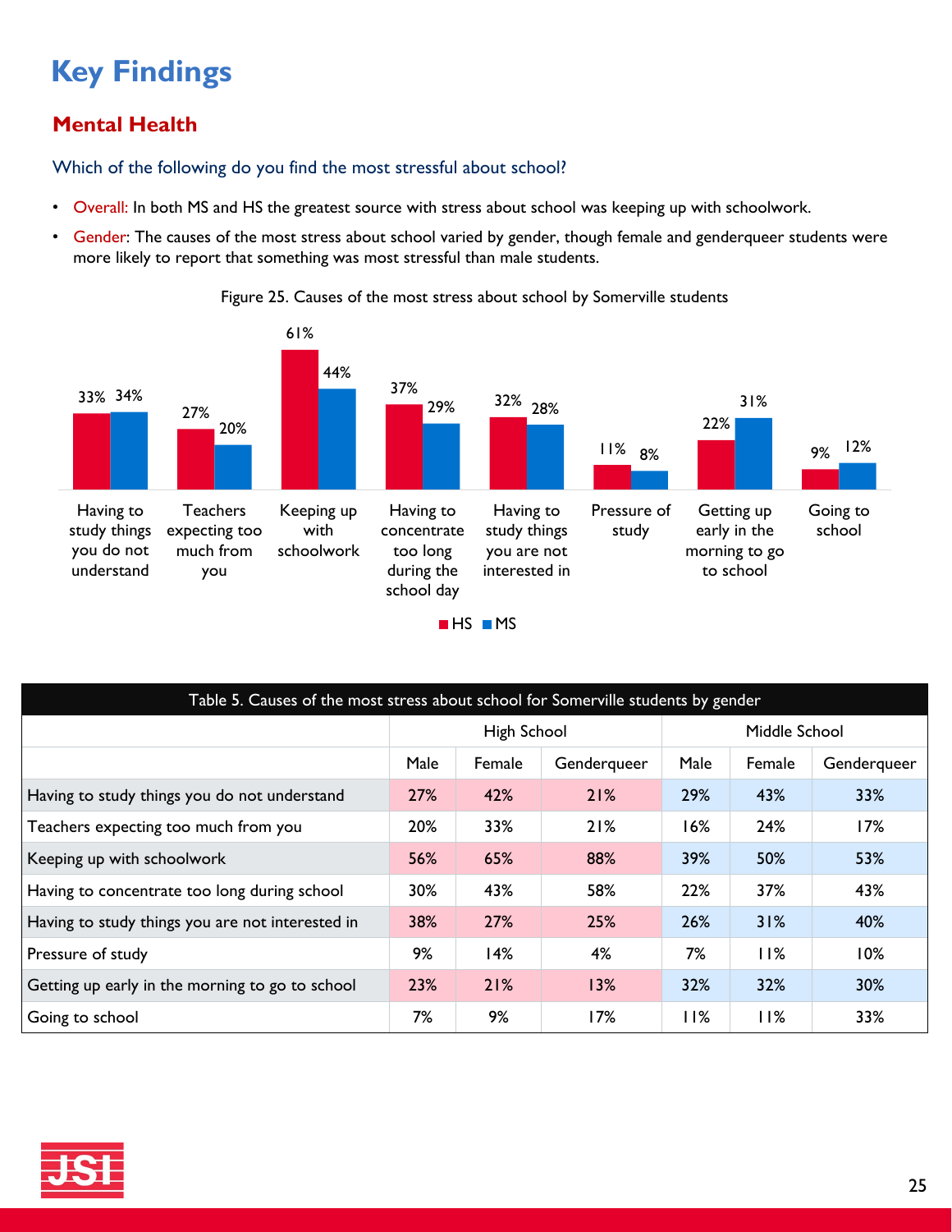# Key Findings

## Mental Health

### Which of the following do you find the most stressful about school?

- Overall: In both MS and HS the greatest source with stress about school was keeping up with schoolwork.
- Gender: The causes of the most stress about school varied by gender, though female and genderqueer students were more likely to report that something was most stressful than male students.

Figure 25. Causes of the most stress about school by Somerville students

| | HS | MS |
|---|---|---|
| Having to study things you do not understand | 33% | 34% |
| Teachers expecting too much from you | 27% | 20% |
| Keeping up with schoolwork | 61% | 44% |
| Having to concentrate too long during the school day | 37% | 29% |
| Having to study things you are not interested in | 32% | 28% |
| Pressure of study | 11% | 8% |
| Getting up early in the morning to go to school | 22% | 31% |
| Going to school | 9% | 12% |

| Table 5. Causes of the most stress about school for Somerville students by gender | High School | | | Middle School | | |
|---|---|---|---|---|---|---|
| | Male | Female | Genderqueer | Male | Female | Genderqueer |
| Having to study things you do not understand | 27% | 42% | 21% | 29% | 43% | 33% |
| Teachers expecting too much from you | 20% | 33% | 21% | 16% | 24% | 17% |
| Keeping up with schoolwork | 56% | 65% | 88% | 39% | 50% | 53% |
| Having to concentrate too long during school | 30% | 43% | 58% | 22% | 37% | 43% |
| Having to study things you are not interested in | 38% | 27% | 25% | 26% | 31% | 40% |
| Pressure of study | 9% | 14% | 4% | 7% | 11% | 10% |
| Getting up early in the morning to go to school | 23% | 21% | 13% | 32% | 32% | 30% |
| Going to school | 7% | 9% | 17% | 11% | 11% | 33% |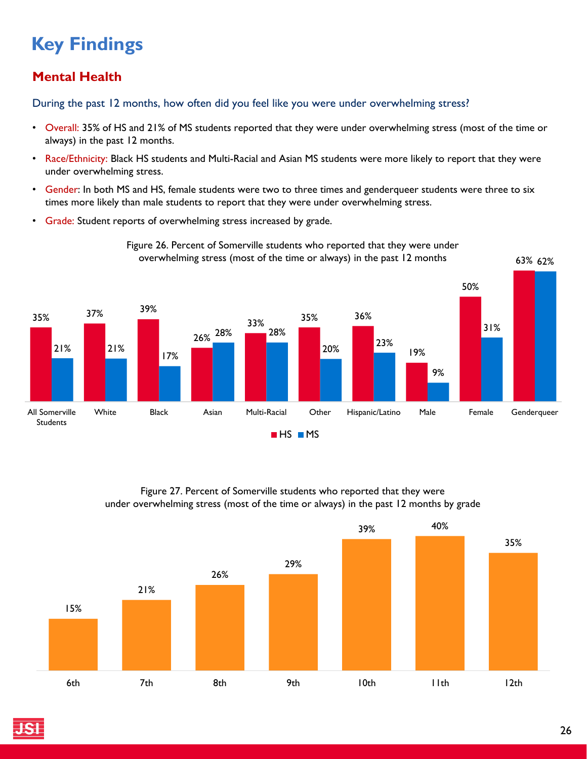# Key Findings

## Mental Health

### During the past 12 months, how often did you feel like you were under overwhelming stress?

- Overall: 35% of HS and 21% of MS students reported that they were under overwhelming stress (most of the time or always) in the past 12 months.
- Race/Ethnicity: Black HS students and Multi-Racial and Asian MS students were more likely to report that they were under overwhelming stress.
- Gender: In both MS and HS, female students were two to three times and genderqueer students were three to six times more likely than male students to report that they were under overwhelming stress.
- Grade: Student reports of overwhelming stress increased by grade.

Figure 26. Percent of Somerville students who reported that they were under overwhelming stress (most of the time or always) in the past 12 months

| | HS | MS |
|---|---|---|
| All Somerville Students | 35% | 21% |
| White | 37% | 21% |
| Black | 39% | 17% |
| Asian | 26% | 28% |
| Multi-Racial | 33% | 28% |
| Other | 35% | 20% |
| Hispanic/Latino | 36% | 23% |
| Male | 19% | 9% |
| Female | 50% | 31% |
| Genderqueer | 63% | 62% |

Figure 27. Percent of Somerville students who reported that they were under overwhelming stress (most of the time or always) in the past 12 months by grade

| 6th | 7th | 8th | 9th | 10th | 11th | 12th |
|---|---|---|---|---|---|---|
| 15% | 21% | 26% | 29% | 39% | 40% | 35% |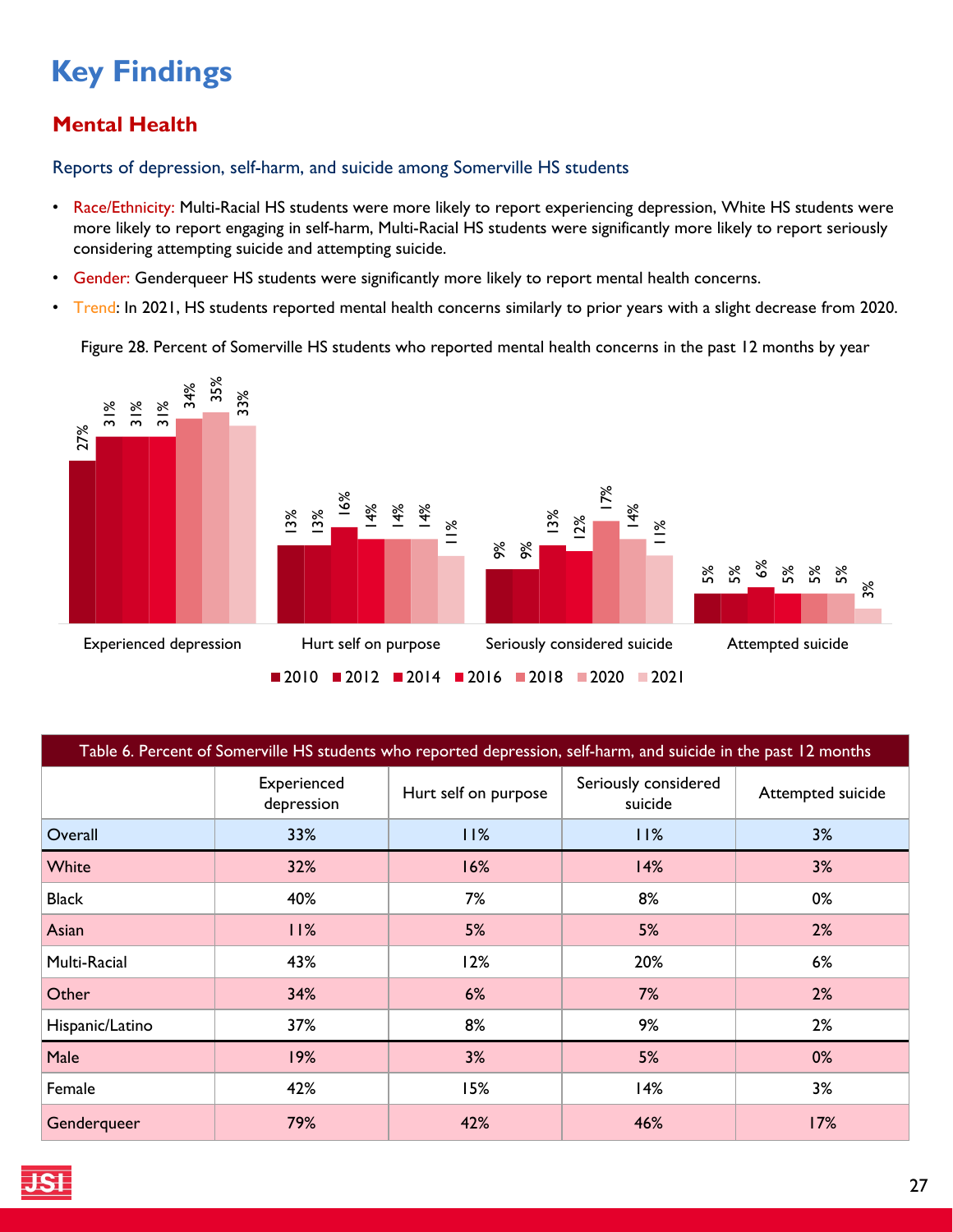# Key Findings

## Mental Health

### Reports of depression, self-harm, and suicide among Somerville HS students

- Race/Ethnicity: Multi-Racial HS students were more likely to report experiencing depression, White HS students were more likely to report engaging in self-harm, Multi-Racial HS students were significantly more likely to report seriously considering attempting suicide and attempting suicide.
- Gender: Genderqueer HS students were significantly more likely to report mental health concerns.
- Trend: In 2021, HS students reported mental health concerns similarly to prior years with a slight decrease from 2020.

Figure 28. Percent of Somerville HS students who reported mental health concerns in the past 12 months by year

| | 2010 | 2012 | 2014 | 2016 | 2018 | 2020 | 2021 |
|---|---|---|---|---|---|---|---|
| Experienced depression | 27% | 31% | 31% | 31% | 34% | 35% | 33% |
| Hurt self on purpose | 13% | 13% | 16% | 14% | 14% | 14% | 11% |
| Seriously considered suicide | 9% | 9% | 13% | 12% | 17% | 14% | 11% |
| Attempted suicide | 5% | 5% | 6% | 5% | 5% | 5% | 3% |

Table 6. Percent of Somerville HS students who reported depression, self-harm, and suicide in the past 12 months

| | Experienced depression | Hurt self on purpose | Seriously considered suicide | Attempted suicide |
|---|---|---|---|---|
| Overall | 33% | 11% | 11% | 3% |
| White | 32% | 16% | 14% | 3% |
| Black | 40% | 7% | 8% | 0% |
| Asian | 11% | 5% | 5% | 2% |
| Multi-Racial | 43% | 12% | 20% | 6% |
| Other | 34% | 6% | 7% | 2% |
| Hispanic/Latino | 37% | 8% | 9% | 2% |
| Male | 19% | 3% | 5% | 0% |
| Female | 42% | 15% | 14% | 3% |
| Genderqueer | 79% | 42% | 46% | 17% |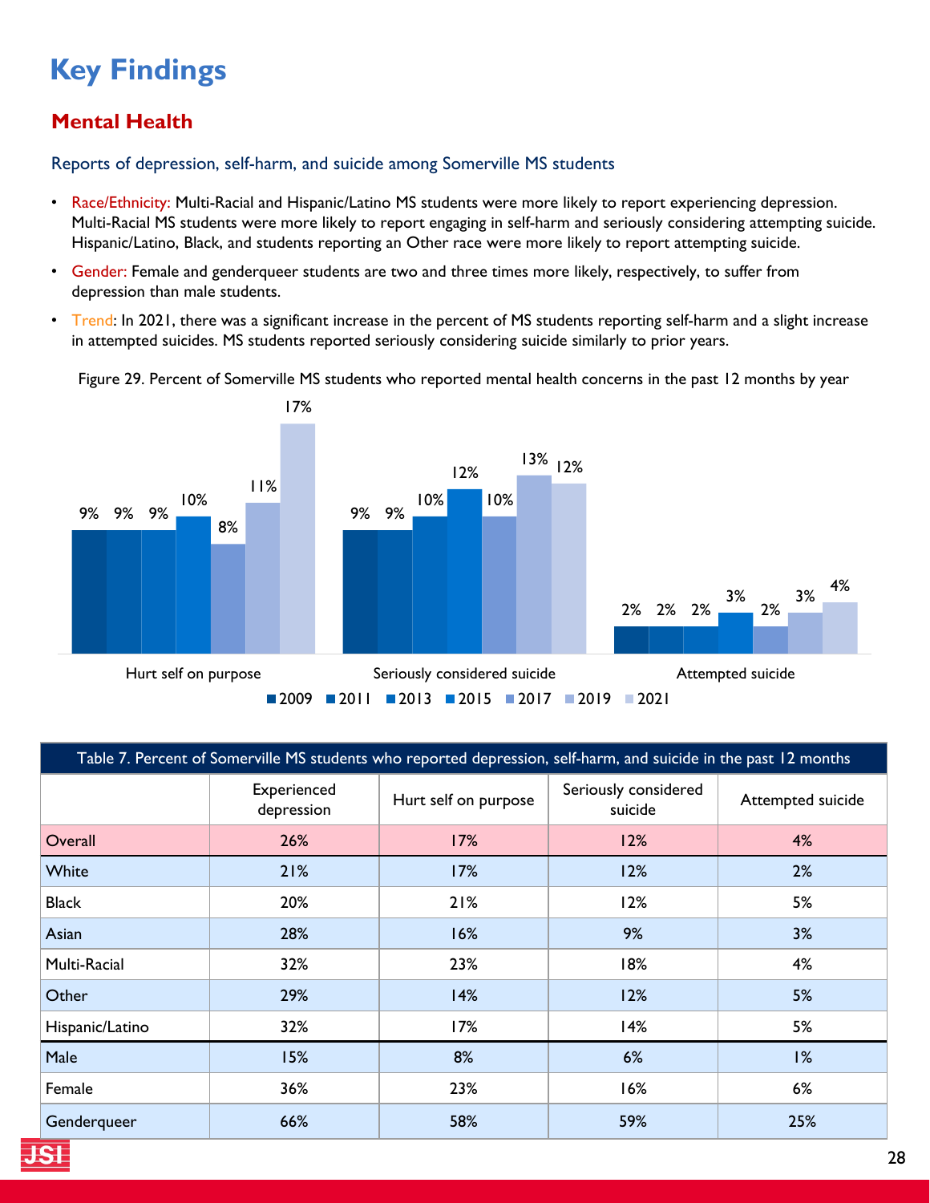# Key Findings

## Mental Health

### Reports of depression, self-harm, and suicide among Somerville MS students

- Race/Ethnicity: Multi-Racial and Hispanic/Latino MS students were more likely to report experiencing depression. Multi-Racial MS students were more likely to report engaging in self-harm and seriously considering attempting suicide. Hispanic/Latino, Black, and students reporting an Other race were more likely to report attempting suicide.
- Gender: Female and genderqueer students are two and three times more likely, respectively, to suffer from depression than male students.
- Trend: In 2021, there was a significant increase in the percent of MS students reporting self-harm and a slight increase in attempted suicides. MS students reported seriously considering suicide similarly to prior years.

Figure 29. Percent of Somerville MS students who reported mental health concerns in the past 12 months by year

| | 2009 | 2011 | 2013 | 2015 | 2017 | 2019 | 2021 |
|---|---|---|---|---|---|---|---|
| Hurt self on purpose | 9% | 9% | 9% | 10% | 8% | 11% | 17% |
| Seriously considered suicide | 9% | 9% | 10% | 12% | 10% | 13% | 12% |
| Attempted suicide | 2% | 2% | 2% | 3% | 2% | 3% | 4% |

| Table 7. Percent of Somerville MS students who reported depression, self-harm, and suicide in the past 12 months | | | | |
|---|---|---|---|---|
| | Experienced depression | Hurt self on purpose | Seriously considered suicide | Attempted suicide |
| Overall | 26% | 17% | 12% | 4% |
| White | 21% | 17% | 12% | 2% |
| Black | 20% | 21% | 12% | 5% |
| Asian | 28% | 16% | 9% | 3% |
| Multi-Racial | 32% | 23% | 18% | 4% |
| Other | 29% | 14% | 12% | 5% |
| Hispanic/Latino | 32% | 17% | 14% | 5% |
| Male | 15% | 8% | 6% | 1% |
| Female | 36% | 23% | 16% | 6% |
| Genderqueer | 66% | 58% | 59% | 25% |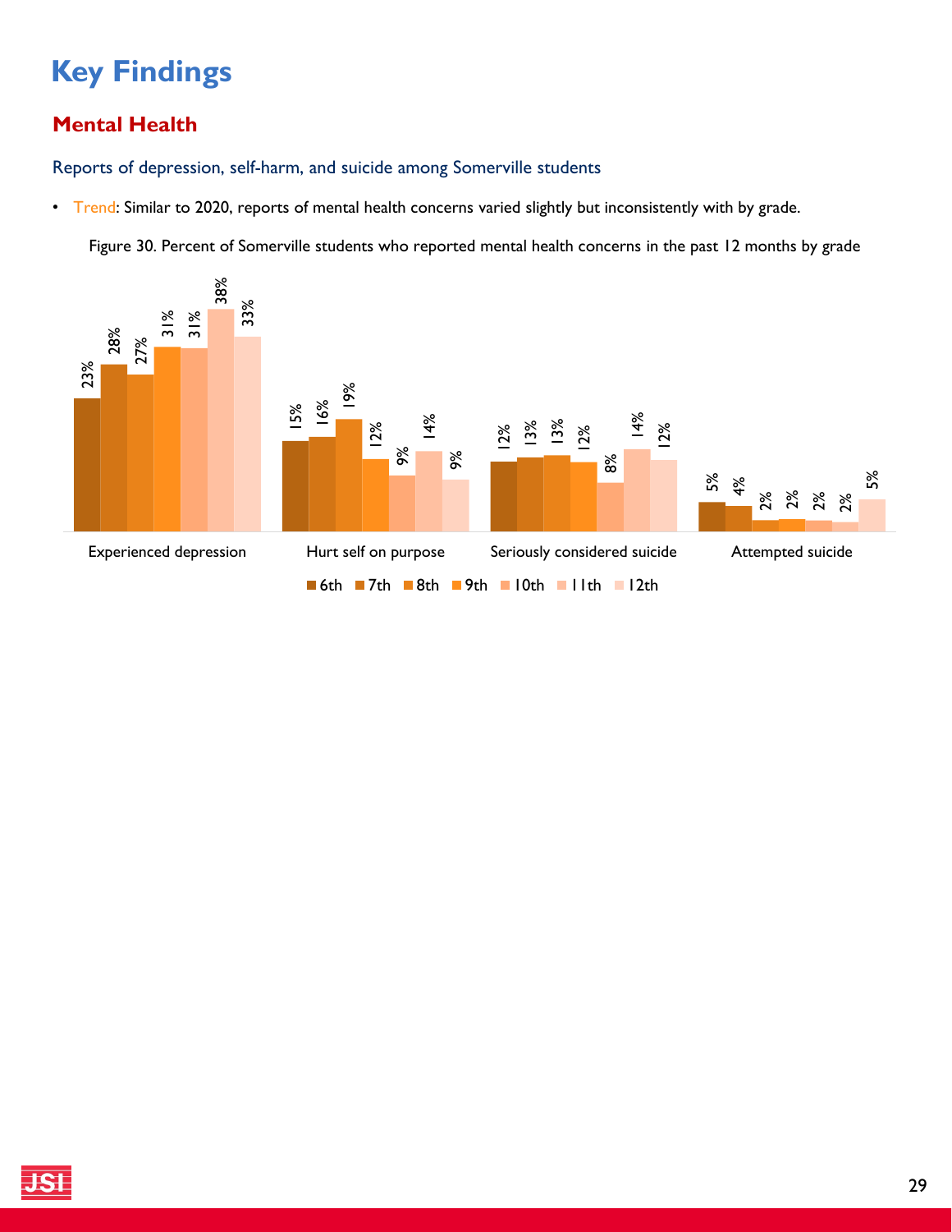# Key Findings

## Mental Health

### Reports of depression, self-harm, and suicide among Somerville students

- Trend: Similar to 2020, reports of mental health concerns varied slightly but inconsistently with by grade.

Figure 30. Percent of Somerville students who reported mental health concerns in the past 12 months by grade

| | 6th | 7th | 8th | 9th | 10th | 11th | 12th |
|---|---|---|---|---|---|---|---|
| Experienced depression | 23% | 28% | 27% | 31% | 31% | 38% | 33% |
| Hurt self on purpose | 15% | 16% | 19% | 12% | 9% | 14% | 9% |
| Seriously considered suicide | 12% | 13% | 13% | 12% | 8% | 14% | 12% |
| Attempted suicide | 5% | 4% | 2% | 2% | 2% | 2% | 5% |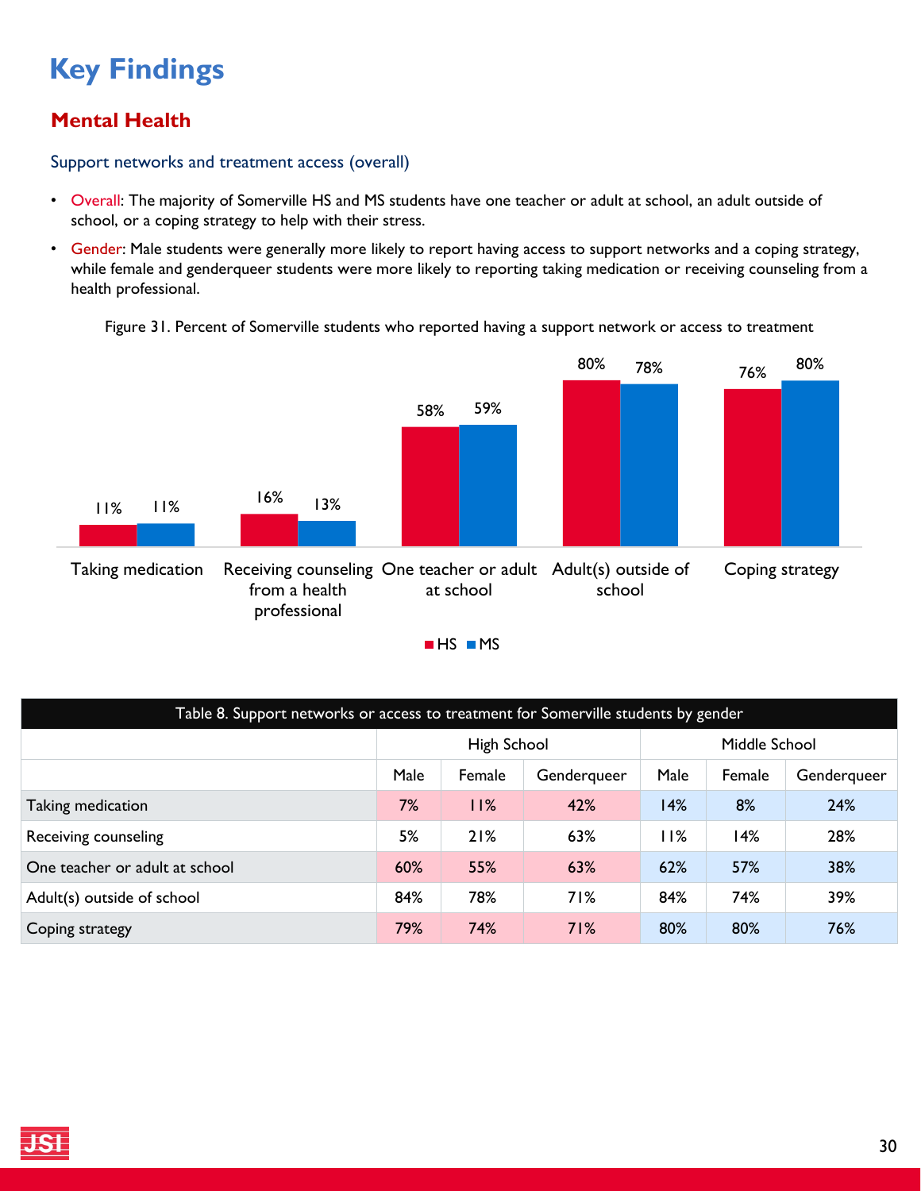# Key Findings

## Mental Health

### Support networks and treatment access (overall)

- Overall: The majority of Somerville HS and MS students have one teacher or adult at school, an adult outside of school, or a coping strategy to help with their stress.
- Gender: Male students were generally more likely to report having access to support networks and a coping strategy, while female and genderqueer students were more likely to reporting taking medication or receiving counseling from a health professional.

Figure 31. Percent of Somerville students who reported having a support network or access to treatment

| | HS | MS |
|---|---|---|
| Taking medication | 11% | 11% |
| Receiving counseling from a health professional | 16% | 13% |
| One teacher or adult at school | 58% | 59% |
| Adult(s) outside of school | 80% | 78% |
| Coping strategy | 76% | 80% |

Table 8. Support networks or access to treatment for Somerville students by gender

| | High School | | | Middle School | | |
|---|---|---|---|---|---|---|
| | Male | Female | Genderqueer | Male | Female | Genderqueer |
| Taking medication | 7% | 11% | 42% | 14% | 8% | 24% |
| Receiving counseling | 5% | 21% | 63% | 11% | 14% | 28% |
| One teacher or adult at school | 60% | 55% | 63% | 62% | 57% | 38% |
| Adult(s) outside of school | 84% | 78% | 71% | 84% | 74% | 39% |
| Coping strategy | 79% | 74% | 71% | 80% | 80% | 76% |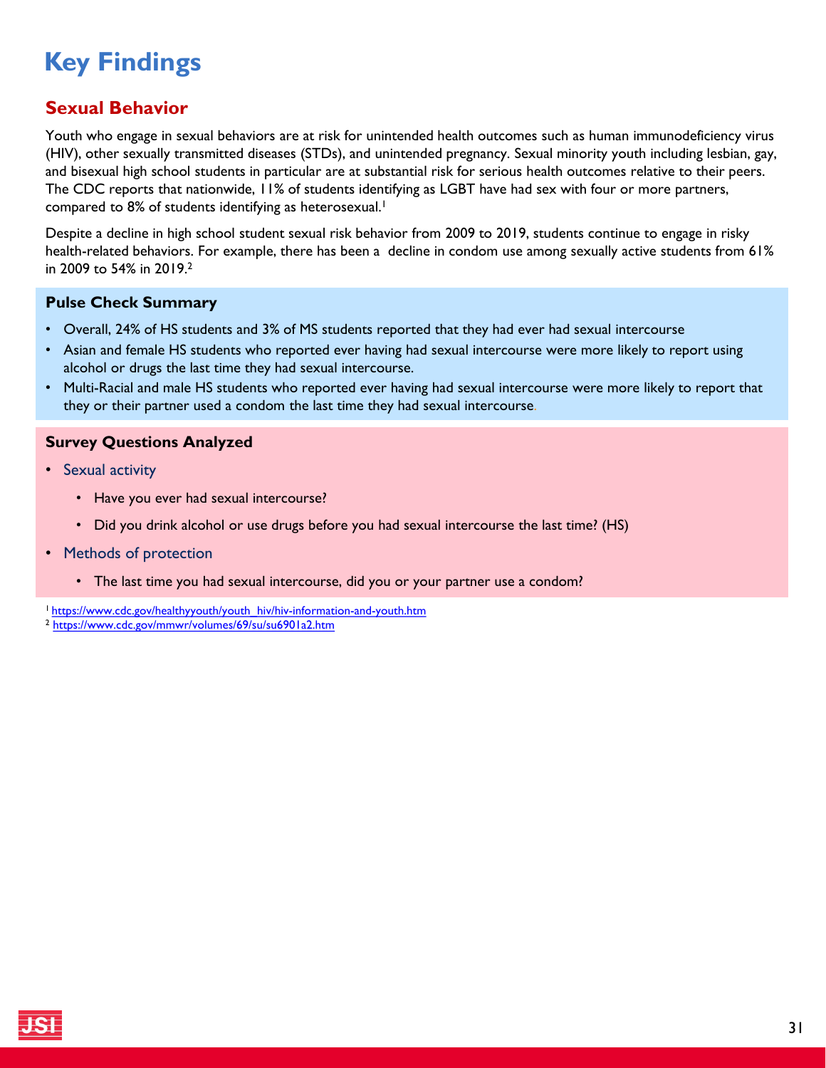# Key Findings

## Sexual Behavior

Youth who engage in sexual behaviors are at risk for unintended health outcomes such as human immunodeficiency virus (HIV), other sexually transmitted diseases (STDs), and unintended pregnancy. Sexual minority youth including lesbian, gay, and bisexual high school students in particular are at substantial risk for serious health outcomes relative to their peers. The CDC reports that nationwide, 11% of students identifying as LGBT have had sex with four or more partners, compared to 8% of students identifying as heterosexual.[1]

Despite a decline in high school student sexual risk behavior from 2009 to 2019, students continue to engage in risky health-related behaviors. For example, there has been a decline in condom use among sexually active students from 61% in 2009 to 54% in 2019.[2]

### Pulse Check Summary

- Overall, 24% of HS students and 3% of MS students reported that they had ever had sexual intercourse
- Asian and female HS students who reported ever having had sexual intercourse were more likely to report using alcohol or drugs the last time they had sexual intercourse.
- Multi-Racial and male HS students who reported ever having had sexual intercourse were more likely to report that they or their partner used a condom the last time they had sexual intercourse.

### Survey Questions Analyzed

- Sexual activity
  - Have you ever had sexual intercourse?
  - Did you drink alcohol or use drugs before you had sexual intercourse the last time? (HS)
- Methods of protection
  - The last time you had sexual intercourse, did you or your partner use a condom?

[1] https://www.cdc.gov/healthyyouth/youth_hiv/hiv-information-and-youth.htm

[2] https://www.cdc.gov/mmwr/volumes/69/su/su6901a2.htm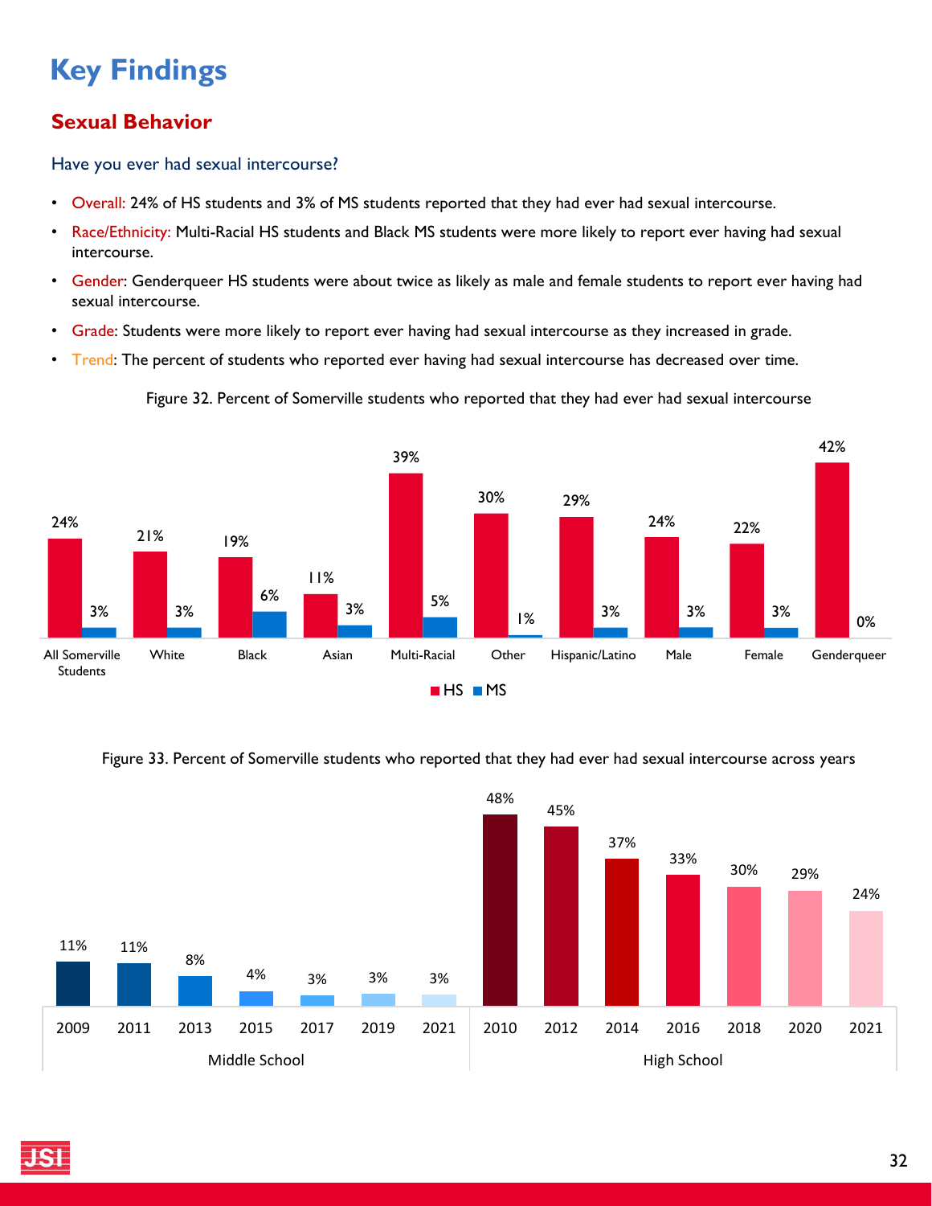# Key Findings

## Sexual Behavior

### Have you ever had sexual intercourse?

- Overall: 24% of HS students and 3% of MS students reported that they had ever had sexual intercourse.
- Race/Ethnicity: Multi-Racial HS students and Black MS students were more likely to report ever having had sexual intercourse.
- Gender: Genderqueer HS students were about twice as likely as male and female students to report ever having had sexual intercourse.
- Grade: Students were more likely to report ever having had sexual intercourse as they increased in grade.
- Trend: The percent of students who reported ever having had sexual intercourse has decreased over time.

Figure 32. Percent of Somerville students who reported that they had ever had sexual intercourse

| | HS | MS |
|---|---|---|
| All Somerville Students | 24% | 3% |
| White | 21% | 3% |
| Black | 19% | 6% |
| Asian | 11% | 3% |
| Multi-Racial | 39% | 5% |
| Other | 30% | 1% |
| Hispanic/Latino | 29% | 3% |
| Male | 24% | 3% |
| Female | 22% | 3% |
| Genderqueer | 42% | 0% |

Figure 33. Percent of Somerville students who reported that they had ever had sexual intercourse across years

| Middle School | | High School | |
|---|---|---|---|
| 2009 | 11% | 2010 | 48% |
| 2011 | 11% | 2012 | 45% |
| 2013 | 8% | 2014 | 37% |
| 2015 | 4% | 2016 | 33% |
| 2017 | 3% | 2018 | 30% |
| 2019 | 3% | 2020 | 29% |
| 2021 | 3% | 2021 | 24% |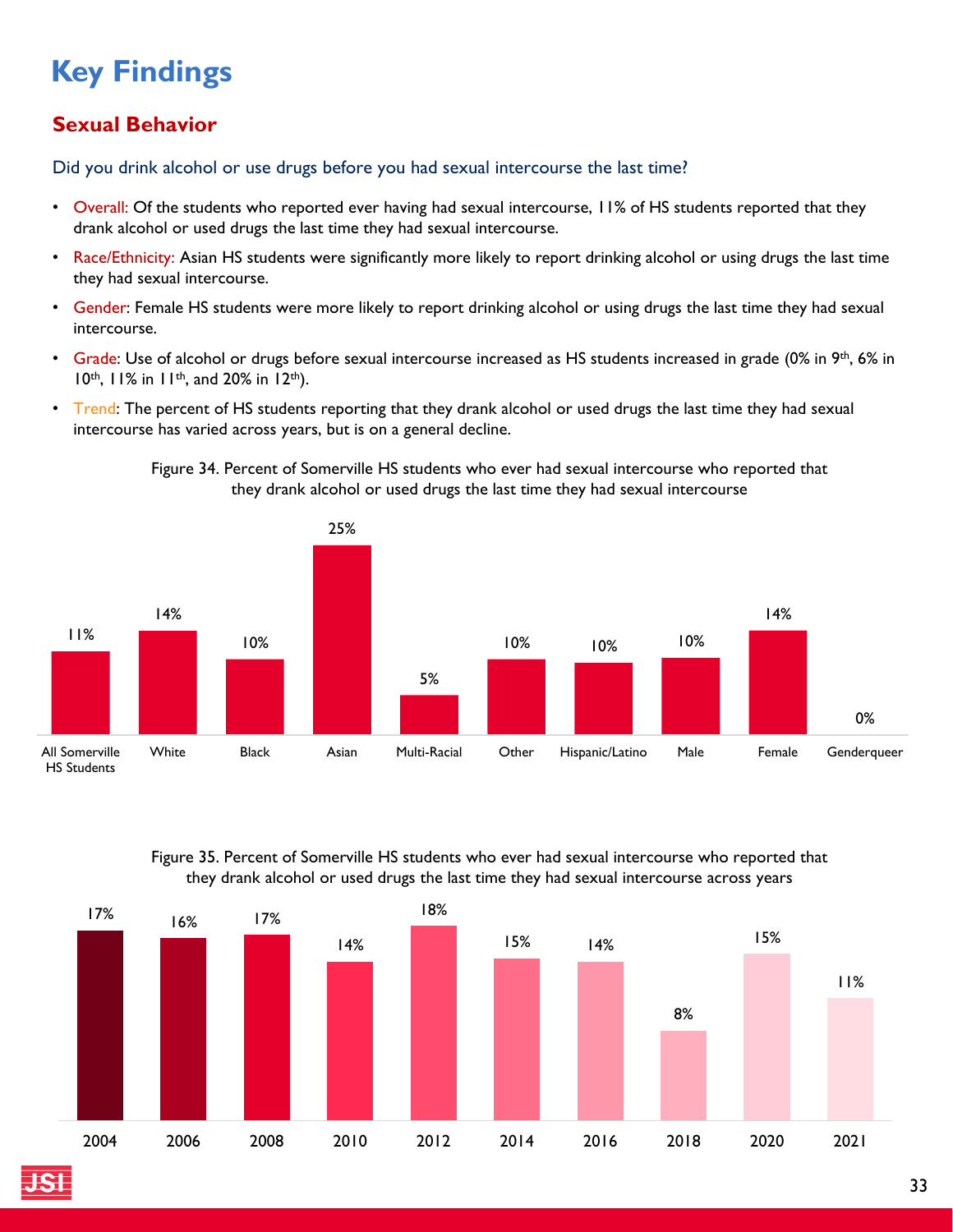# Key Findings

## Sexual Behavior

Did you drink alcohol or use drugs before you had sexual intercourse the last time?

- Overall: Of the students who reported ever having had sexual intercourse, 11% of HS students reported that they drank alcohol or used drugs the last time they had sexual intercourse.
- Race/Ethnicity: Asian HS students were significantly more likely to report drinking alcohol or using drugs the last time they had sexual intercourse.
- Gender: Female HS students were more likely to report drinking alcohol or using drugs the last time they had sexual intercourse.
- Grade: Use of alcohol or drugs before sexual intercourse increased as HS students increased in grade (0% in 9th, 6% in 10th, 11% in 11th, and 20% in 12th).
- Trend: The percent of HS students reporting that they drank alcohol or used drugs the last time they had sexual intercourse has varied across years, but is on a general decline.

Figure 34. Percent of Somerville HS students who ever had sexual intercourse who reported that they drank alcohol or used drugs the last time they had sexual intercourse

| All Somerville HS Students | White | Black | Asian | Multi-Racial | Other | Hispanic/Latino | Male | Female | Genderqueer |
|---|---|---|---|---|---|---|---|---|---|
| 11% | 14% | 10% | 25% | 5% | 10% | 10% | 10% | 14% | 0% |

Figure 35. Percent of Somerville HS students who ever had sexual intercourse who reported that they drank alcohol or used drugs the last time they had sexual intercourse across years

| 2004 | 2006 | 2008 | 2010 | 2012 | 2014 | 2016 | 2018 | 2020 | 2021 |
|---|---|---|---|---|---|---|---|---|---|
| 17% | 16% | 17% | 14% | 18% | 15% | 14% | 8% | 15% | 11% |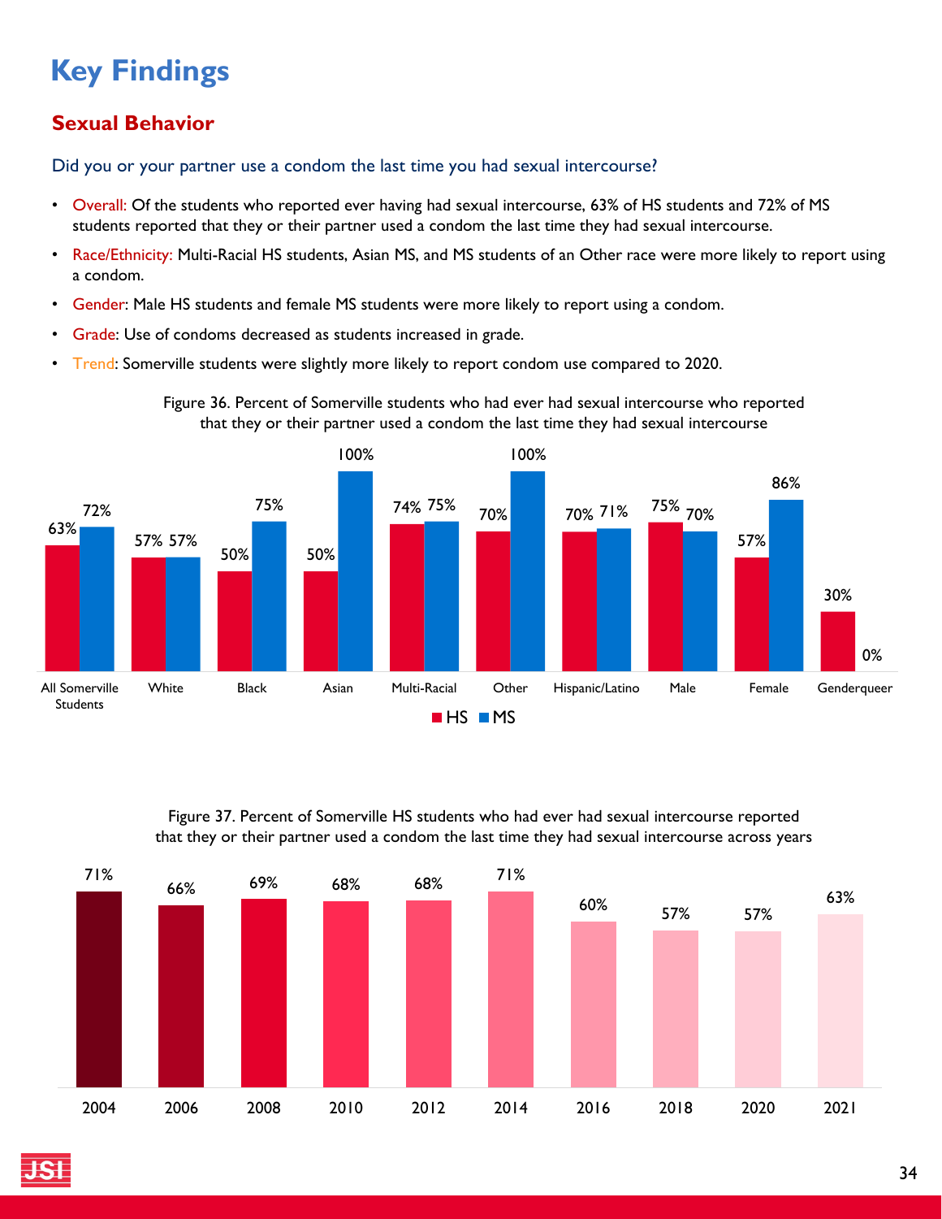# Key Findings

## Sexual Behavior

### Did you or your partner use a condom the last time you had sexual intercourse?

- Overall: Of the students who reported ever having had sexual intercourse, 63% of HS students and 72% of MS students reported that they or their partner used a condom the last time they had sexual intercourse.
- Race/Ethnicity: Multi-Racial HS students, Asian MS, and MS students of an Other race were more likely to report using a condom.
- Gender: Male HS students and female MS students were more likely to report using a condom.
- Grade: Use of condoms decreased as students increased in grade.
- Trend: Somerville students were slightly more likely to report condom use compared to 2020.

Figure 36. Percent of Somerville students who had ever had sexual intercourse who reported that they or their partner used a condom the last time they had sexual intercourse

| | HS | MS |
|---|---|---|
| All Somerville Students | 63% | 72% |
| White | 57% | 57% |
| Black | 50% | 75% |
| Asian | 50% | 100% |
| Multi-Racial | 74% | 75% |
| Other | 70% | 100% |
| Hispanic/Latino | 70% | 71% |
| Male | 75% | 70% |
| Female | 57% | 86% |
| Genderqueer | 30% | 0% |

Figure 37. Percent of Somerville HS students who had ever had sexual intercourse reported that they or their partner used a condom the last time they had sexual intercourse across years

| 2004 | 2006 | 2008 | 2010 | 2012 | 2014 | 2016 | 2018 | 2020 | 2021 |
|---|---|---|---|---|---|---|---|---|---|
| 71% | 66% | 69% | 68% | 68% | 71% | 60% | 57% | 57% | 63% |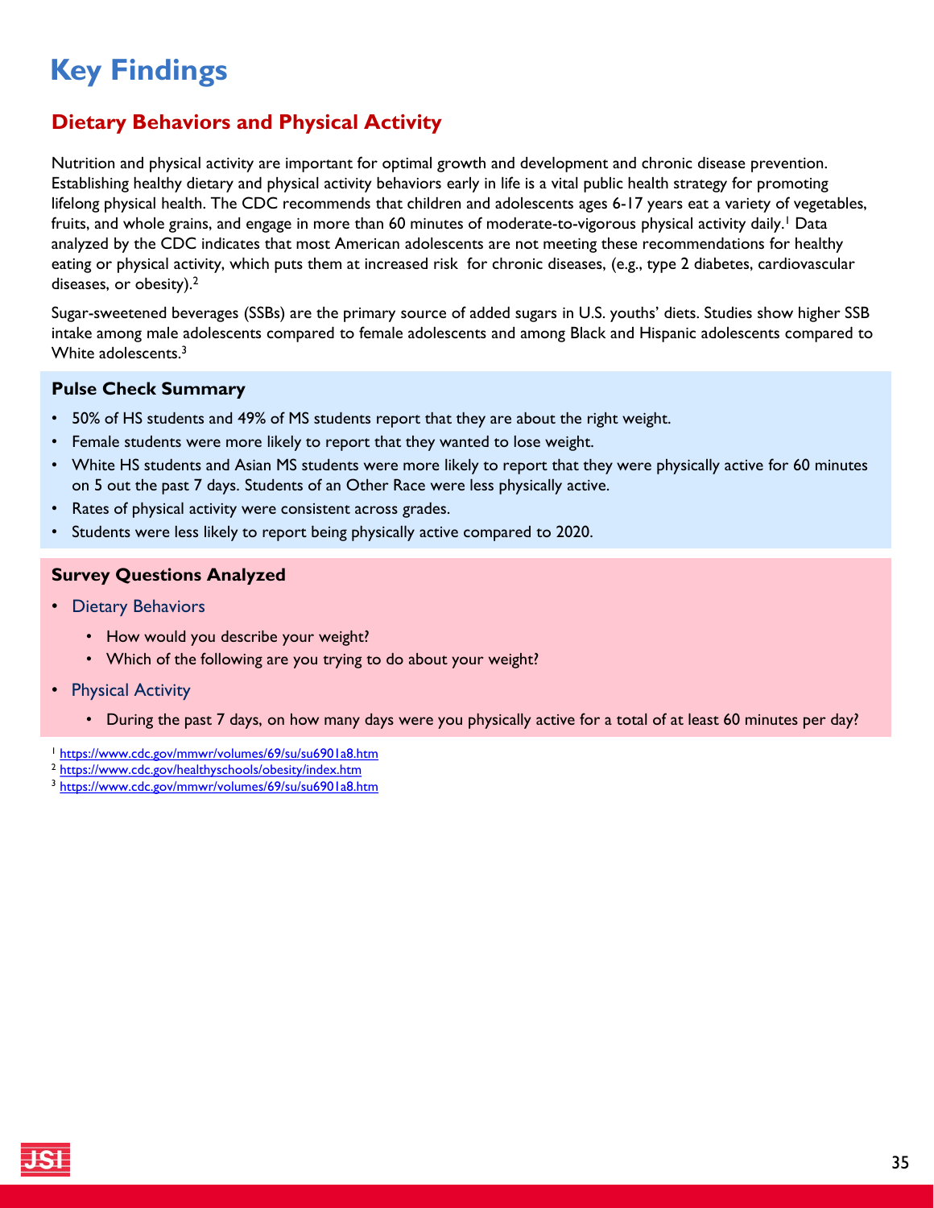# Key Findings

## Dietary Behaviors and Physical Activity

Nutrition and physical activity are important for optimal growth and development and chronic disease prevention. Establishing healthy dietary and physical activity behaviors early in life is a vital public health strategy for promoting lifelong physical health. The CDC recommends that children and adolescents ages 6-17 years eat a variety of vegetables, fruits, and whole grains, and engage in more than 60 minutes of moderate-to-vigorous physical activity daily.[1] Data analyzed by the CDC indicates that most American adolescents are not meeting these recommendations for healthy eating or physical activity, which puts them at increased risk for chronic diseases, (e.g., type 2 diabetes, cardiovascular diseases, or obesity).[2]

Sugar-sweetened beverages (SSBs) are the primary source of added sugars in U.S. youths' diets. Studies show higher SSB intake among male adolescents compared to female adolescents and among Black and Hispanic adolescents compared to White adolescents.[3]

### Pulse Check Summary

- 50% of HS students and 49% of MS students report that they are about the right weight.
- Female students were more likely to report that they wanted to lose weight.
- White HS students and Asian MS students were more likely to report that they were physically active for 60 minutes on 5 out the past 7 days. Students of an Other Race were less physically active.
- Rates of physical activity were consistent across grades.
- Students were less likely to report being physically active compared to 2020.

### Survey Questions Analyzed

- Dietary Behaviors
  - How would you describe your weight?
  - Which of the following are you trying to do about your weight?
- Physical Activity
  - During the past 7 days, on how many days were you physically active for a total of at least 60 minutes per day?

[1] https://www.cdc.gov/mmwr/volumes/69/su/su6901a8.htm
[2] https://www.cdc.gov/healthyschools/obesity/index.htm
[3] https://www.cdc.gov/mmwr/volumes/69/su/su6901a8.htm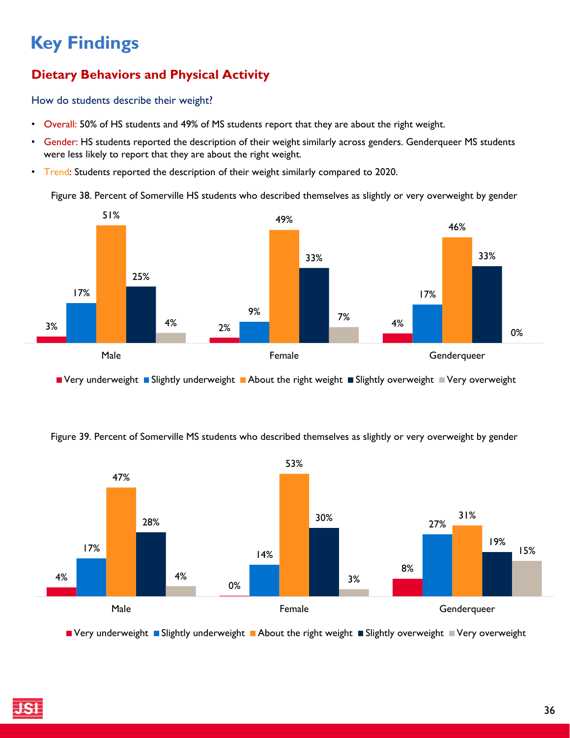# Key Findings

## Dietary Behaviors and Physical Activity

### How do students describe their weight?

- Overall: 50% of HS students and 49% of MS students report that they are about the right weight.
- Gender: HS students reported the description of their weight similarly across genders. Genderqueer MS students were less likely to report that they are about the right weight.
- Trend: Students reported the description of their weight similarly compared to 2020.

Figure 38. Percent of Somerville HS students who described themselves as slightly or very overweight by gender

| | Very underweight | Slightly underweight | About the right weight | Slightly overweight | Very overweight |
|---|---|---|---|---|---|
| Male | 3% | 17% | 51% | 25% | 4% |
| Female | 2% | 9% | 49% | 33% | 7% |
| Genderqueer | 4% | 17% | 46% | 33% | 0% |

Figure 39. Percent of Somerville MS students who described themselves as slightly or very overweight by gender

| | Very underweight | Slightly underweight | About the right weight | Slightly overweight | Very overweight |
|---|---|---|---|---|---|
| Male | 4% | 17% | 47% | 28% | 4% |
| Female | 0% | 14% | 53% | 30% | 3% |
| Genderqueer | 8% | 27% | 31% | 19% | 15% |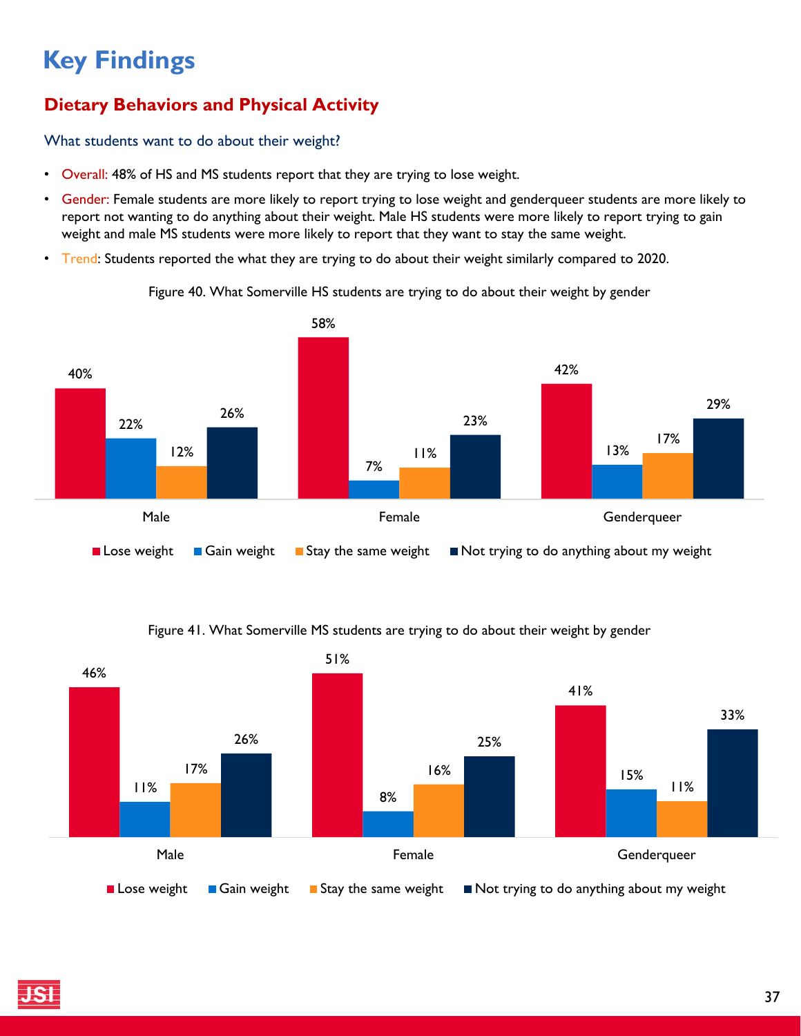# Key Findings

## Dietary Behaviors and Physical Activity

### What students want to do about their weight?

- Overall: 48% of HS and MS students report that they are trying to lose weight.
- Gender: Female students are more likely to report trying to lose weight and genderqueer students are more likely to report not wanting to do anything about their weight. Male HS students were more likely to report trying to gain weight and male MS students were more likely to report that they want to stay the same weight.
- Trend: Students reported the what they are trying to do about their weight similarly compared to 2020.

Figure 40. What Somerville HS students are trying to do about their weight by gender

| | Lose weight | Gain weight | Stay the same weight | Not trying to do anything about my weight |
|---|---|---|---|---|
| Male | 40% | 22% | 12% | 26% |
| Female | 58% | 7% | 11% | 23% |
| Genderqueer | 42% | 13% | 17% | 29% |

Figure 41. What Somerville MS students are trying to do about their weight by gender

| | Lose weight | Gain weight | Stay the same weight | Not trying to do anything about my weight |
|---|---|---|---|---|
| Male | 46% | 11% | 17% | 26% |
| Female | 51% | 8% | 16% | 25% |
| Genderqueer | 41% | 15% | 11% | 33% |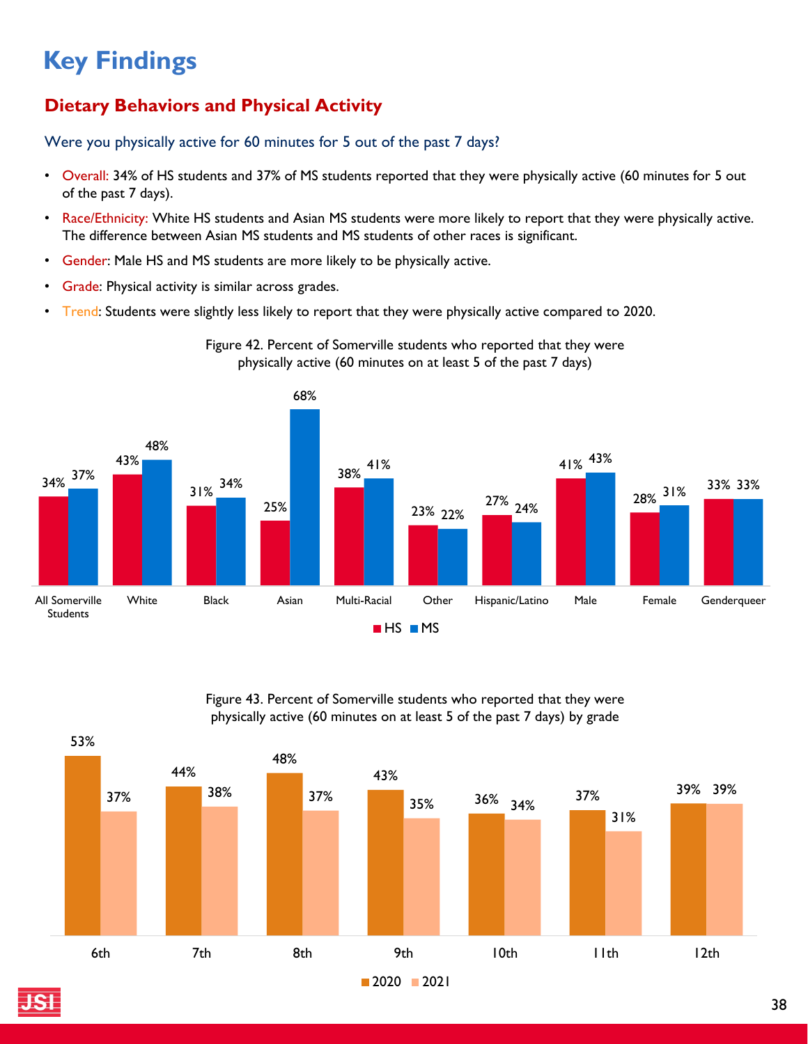# Key Findings

## Dietary Behaviors and Physical Activity

### Were you physically active for 60 minutes for 5 out of the past 7 days?

- Overall: 34% of HS students and 37% of MS students reported that they were physically active (60 minutes for 5 out of the past 7 days).
- Race/Ethnicity: White HS students and Asian MS students were more likely to report that they were physically active. The difference between Asian MS students and MS students of other races is significant.
- Gender: Male HS and MS students are more likely to be physically active.
- Grade: Physical activity is similar across grades.
- Trend: Students were slightly less likely to report that they were physically active compared to 2020.

Figure 42. Percent of Somerville students who reported that they were physically active (60 minutes on at least 5 of the past 7 days)

| | HS | MS |
|---|---|---|
| All Somerville Students | 34% | 37% |
| White | 43% | 48% |
| Black | 31% | 34% |
| Asian | 25% | 68% |
| Multi-Racial | 38% | 41% |
| Other | 23% | 22% |
| Hispanic/Latino | 27% | 24% |
| Male | 41% | 43% |
| Female | 28% | 31% |
| Genderqueer | 33% | 33% |

Figure 43. Percent of Somerville students who reported that they were physically active (60 minutes on at least 5 of the past 7 days) by grade

| | 2020 | 2021 |
|---|---|---|
| 6th | 53% | 37% |
| 7th | 44% | 38% |
| 8th | 48% | 37% |
| 9th | 43% | 35% |
| 10th | 36% | 34% |
| 11th | 37% | 31% |
| 12th | 39% | 39% |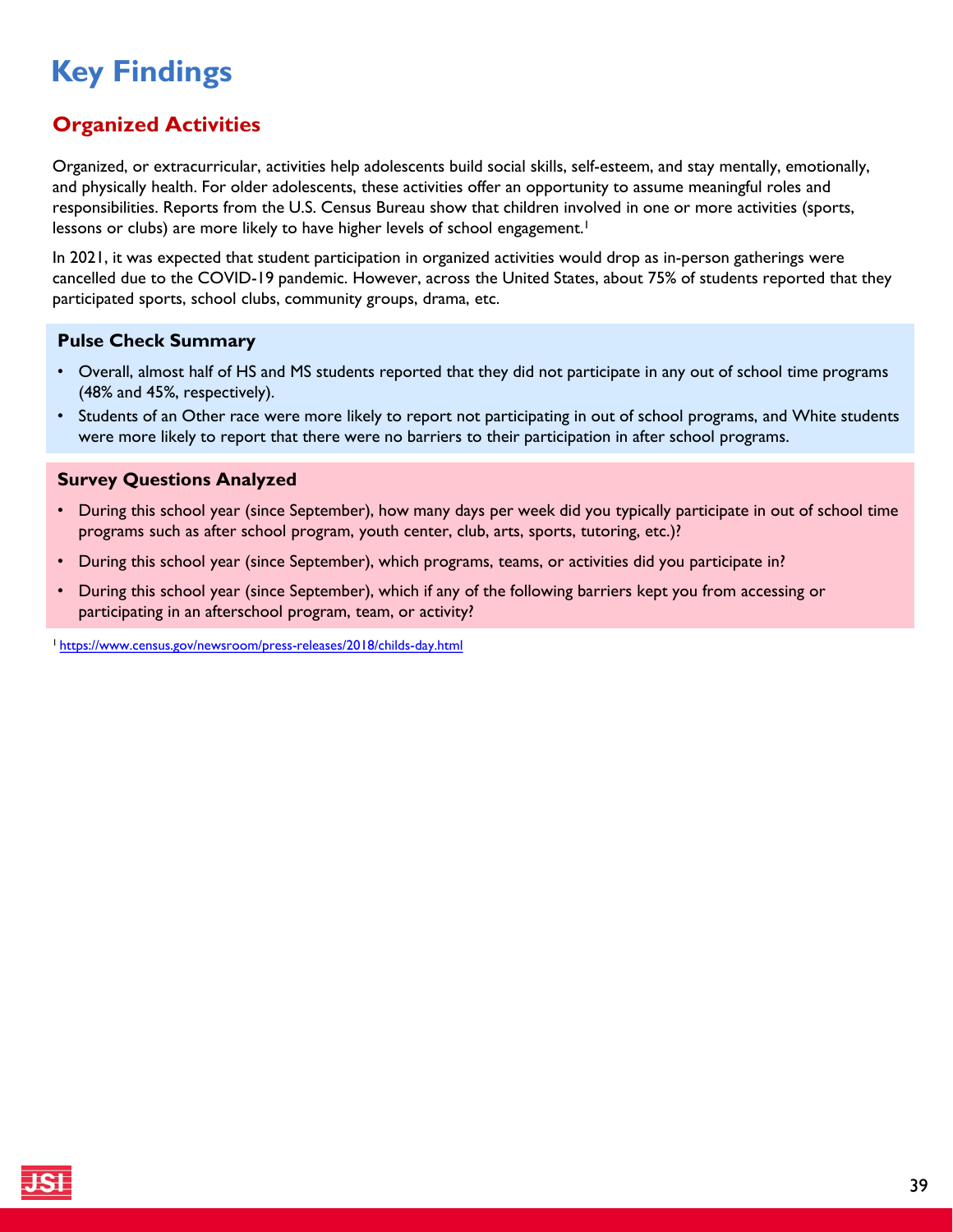# Key Findings

## Organized Activities

Organized, or extracurricular, activities help adolescents build social skills, self-esteem, and stay mentally, emotionally, and physically health. For older adolescents, these activities offer an opportunity to assume meaningful roles and responsibilities. Reports from the U.S. Census Bureau show that children involved in one or more activities (sports, lessons or clubs) are more likely to have higher levels of school engagement.[1]

In 2021, it was expected that student participation in organized activities would drop as in-person gatherings were cancelled due to the COVID-19 pandemic. However, across the United States, about 75% of students reported that they participated sports, school clubs, community groups, drama, etc.

### Pulse Check Summary

- Overall, almost half of HS and MS students reported that they did not participate in any out of school time programs (48% and 45%, respectively).
- Students of an Other race were more likely to report not participating in out of school programs, and White students were more likely to report that there were no barriers to their participation in after school programs.

### Survey Questions Analyzed

- During this school year (since September), how many days per week did you typically participate in out of school time programs such as after school program, youth center, club, arts, sports, tutoring, etc.)?
- During this school year (since September), which programs, teams, or activities did you participate in?
- During this school year (since September), which if any of the following barriers kept you from accessing or participating in an afterschool program, team, or activity?

[1] https://www.census.gov/newsroom/press-releases/2018/childs-day.html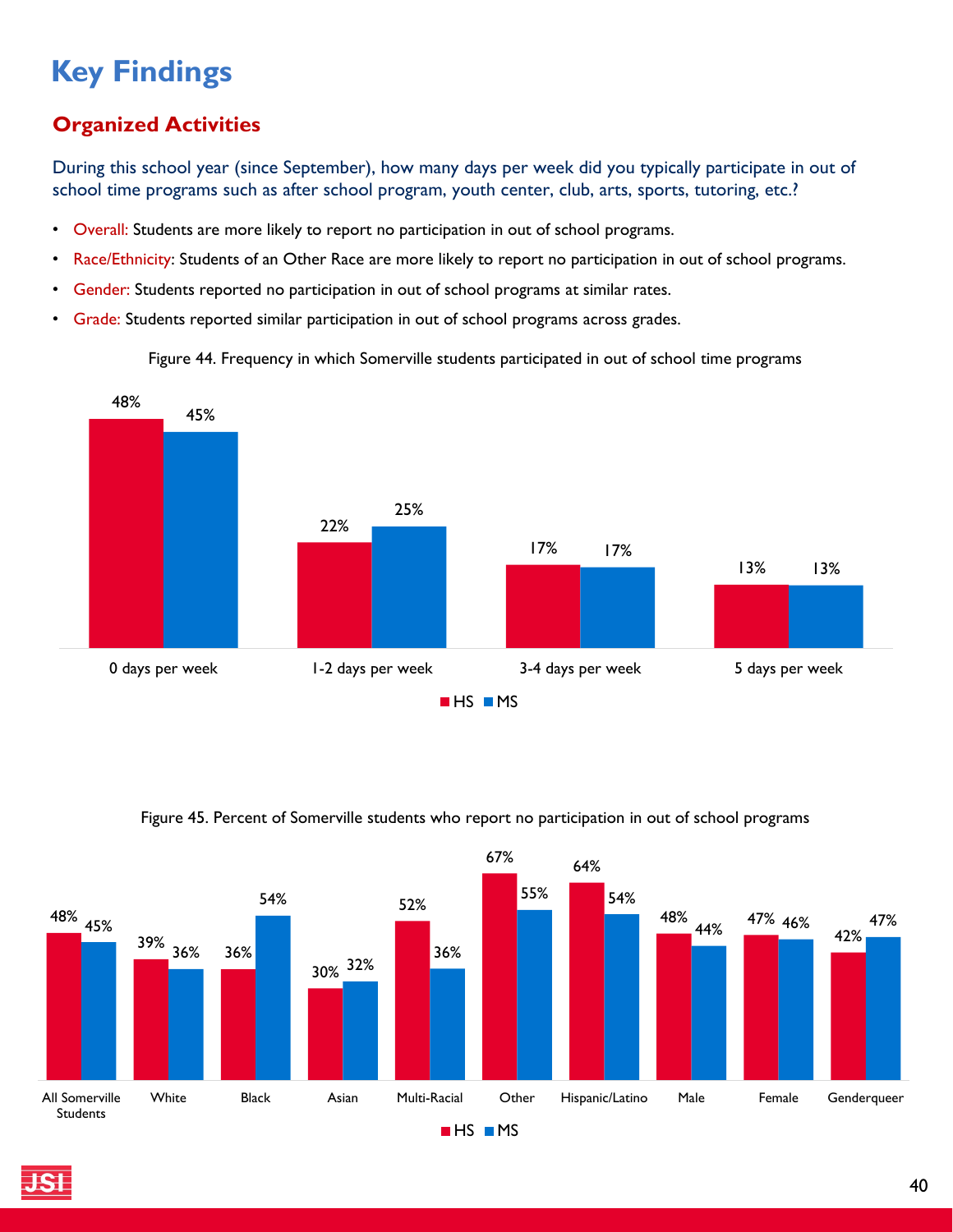# Key Findings

## Organized Activities

During this school year (since September), how many days per week did you typically participate in out of school time programs such as after school program, youth center, club, arts, sports, tutoring, etc.?

- Overall: Students are more likely to report no participation in out of school programs.
- Race/Ethnicity: Students of an Other Race are more likely to report no participation in out of school programs.
- Gender: Students reported no participation in out of school programs at similar rates.
- Grade: Students reported similar participation in out of school programs across grades.

Figure 44. Frequency in which Somerville students participated in out of school time programs

| | HS | MS |
|---|---|---|
| 0 days per week | 48% | 45% |
| 1-2 days per week | 22% | 25% |
| 3-4 days per week | 17% | 17% |
| 5 days per week | 13% | 13% |

Figure 45. Percent of Somerville students who report no participation in out of school programs

| | HS | MS |
|---|---|---|
| All Somerville Students | 48% | 45% |
| White | 39% | 36% |
| Black | 36% | 54% |
| Asian | 30% | 32% |
| Multi-Racial | 52% | 36% |
| Other | 67% | 55% |
| Hispanic/Latino | 64% | 54% |
| Male | 48% | 44% |
| Female | 47% | 46% |
| Genderqueer | 42% | 47% |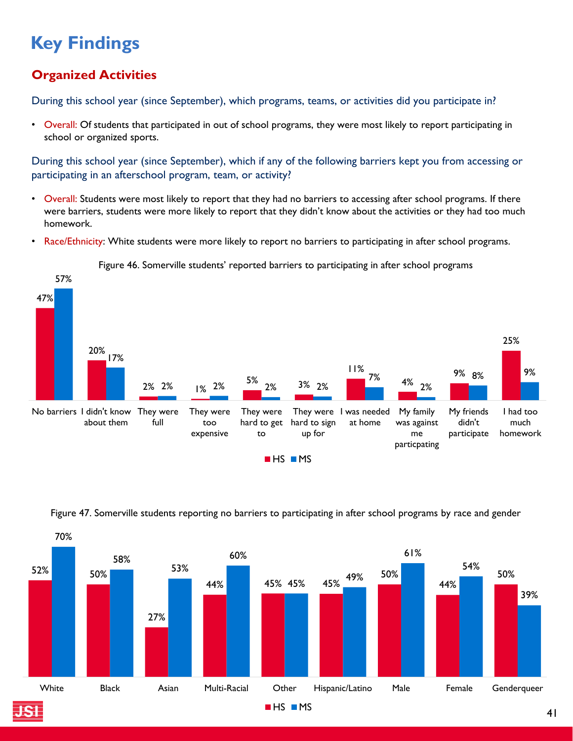# Key Findings

## Organized Activities

During this school year (since September), which programs, teams, or activities did you participate in?

- Overall: Of students that participated in out of school programs, they were most likely to report participating in school or organized sports.

During this school year (since September), which if any of the following barriers kept you from accessing or participating in an afterschool program, team, or activity?

- Overall: Students were most likely to report that they had no barriers to accessing after school programs. If there were barriers, students were more likely to report that they didn't know about the activities or they had too much homework.
- Race/Ethnicity: White students were more likely to report no barriers to participating in after school programs.

Figure 46. Somerville students' reported barriers to participating in after school programs

No barriers: 47% 57%
I didn't know about them: 20% 17%
They were full: 2% 2%
They were too expensive: 1% 2%
They were hard to get to: 5% 2%
They were hard to sign up for: 3% 2%
I was needed at home: 11% 7%
My family was against me particpating: 4% 2%
My friends didn't participate: 9% 8%
I had too much homework: 25% 9%

HS MS

Figure 47. Somerville students reporting no barriers to participating in after school programs by race and gender

White: 52% 70%
Black: 50% 58%
Asian: 27% 53%
Multi-Racial: 44% 60%
Other: 45% 45%
Hispanic/Latino: 45% 49%
Male: 50% 61%
Female: 44% 54%
Genderqueer: 50% 39%

HS MS